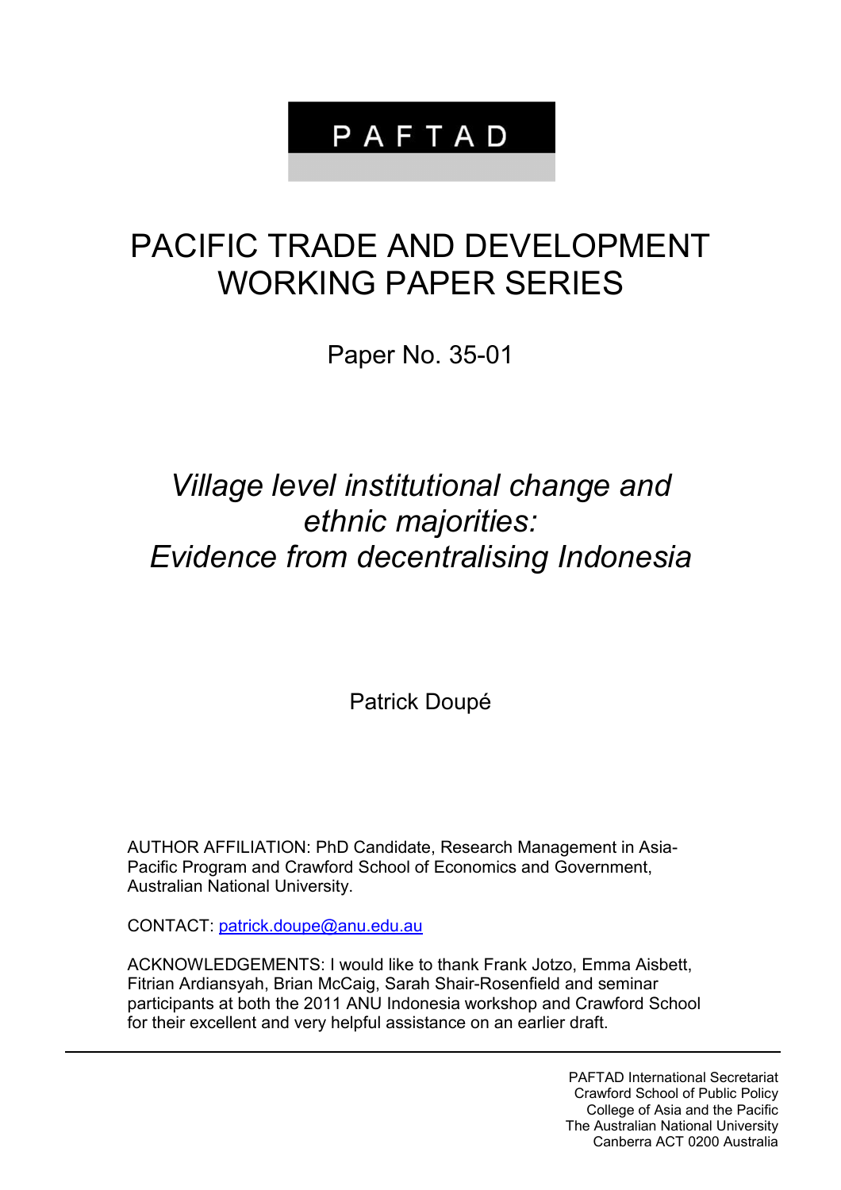PAFTAD

# PACIFIC TRADE AND DEVELOPMENT WORKING PAPER SERIES

Paper No. 35-01

## *Village level institutional change and ethnic majorities: Evidence from decentralising Indonesia*

Patrick Doupé

AUTHOR AFFILIATION: PhD Candidate, Research Management in Asia-Pacific Program and Crawford School of Economics and Government, Australian National University.

CONTACT: patrick.doupe@anu.edu.au

ACKNOWLEDGEMENTS: I would like to thank Frank Jotzo, Emma Aisbett, Fitrian Ardiansyah, Brian McCaig, Sarah Shair-Rosenfield and seminar participants at both the 2011 ANU Indonesia workshop and Crawford School for their excellent and very helpful assistance on an earlier draft.

PAFTAD International Secretariat
Crawford School of Public Policy
College of Asia and the Pacific
The Australian National University
Canberra ACT 0200 Australia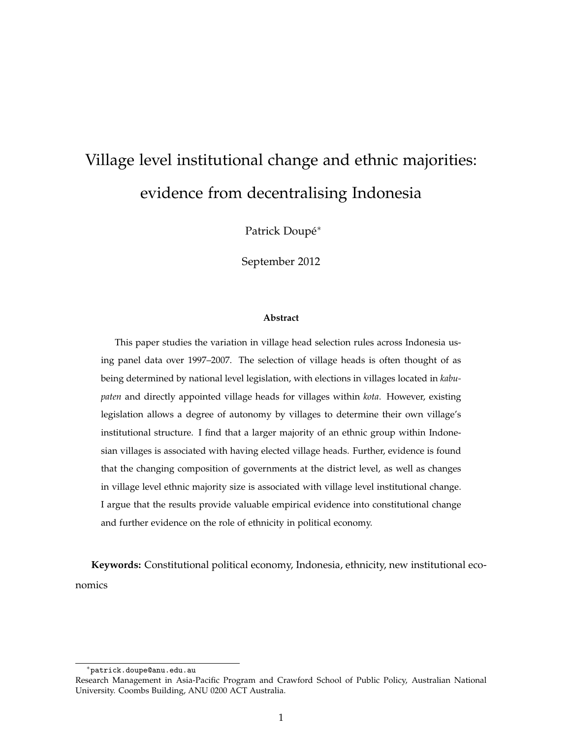# Village level institutional change and ethnic majorities: evidence from decentralising Indonesia

Patrick Doupé*

September 2012

### Abstract

This paper studies the variation in village head selection rules across Indonesia using panel data over 1997–2007. The selection of village heads is often thought of as being determined by national level legislation, with elections in villages located in *kabupaten* and directly appointed village heads for villages within *kota*. However, existing legislation allows a degree of autonomy by villages to determine their own village's institutional structure. I find that a larger majority of an ethnic group within Indonesian villages is associated with having elected village heads. Further, evidence is found that the changing composition of governments at the district level, as well as changes in village level ethnic majority size is associated with village level institutional change. I argue that the results provide valuable empirical evidence into constitutional change and further evidence on the role of ethnicity in political economy.

**Keywords:** Constitutional political economy, Indonesia, ethnicity, new institutional economics

---

*patrick.doupe@anu.edu.au
Research Management in Asia-Pacific Program and Crawford School of Public Policy, Australian National University. Coombs Building, ANU 0200 ACT Australia.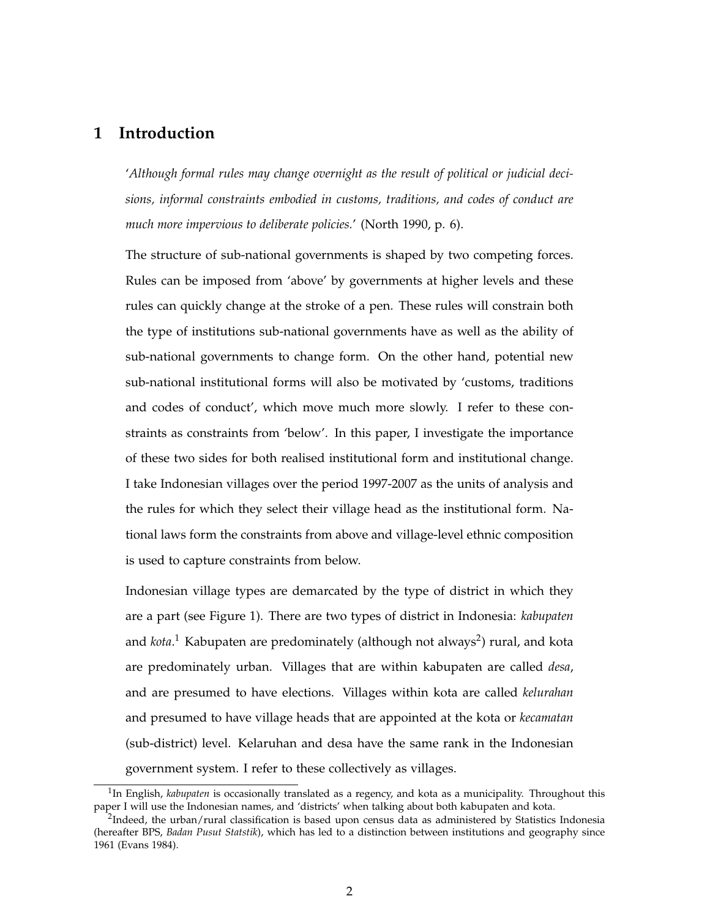# 1 Introduction

'*Although formal rules may change overnight as the result of political or judicial decisions, informal constraints embodied in customs, traditions, and codes of conduct are much more impervious to deliberate policies.*' (North 1990, p. 6).

The structure of sub-national governments is shaped by two competing forces. Rules can be imposed from 'above' by governments at higher levels and these rules can quickly change at the stroke of a pen. These rules will constrain both the type of institutions sub-national governments have as well as the ability of sub-national governments to change form. On the other hand, potential new sub-national institutional forms will also be motivated by 'customs, traditions and codes of conduct', which move much more slowly. I refer to these constraints as constraints from 'below'. In this paper, I investigate the importance of these two sides for both realised institutional form and institutional change. I take Indonesian villages over the period 1997-2007 as the units of analysis and the rules for which they select their village head as the institutional form. National laws form the constraints from above and village-level ethnic composition is used to capture constraints from below.

Indonesian village types are demarcated by the type of district in which they are a part (see Figure 1). There are two types of district in Indonesia: *kabupaten* and *kota*.[1] Kabupaten are predominately (although not always[2]) rural, and kota are predominately urban. Villages that are within kabupaten are called *desa*, and are presumed to have elections. Villages within kota are called *kelurahan* and presumed to have village heads that are appointed at the kota or *kecamatan* (sub-district) level. Kelaruhan and desa have the same rank in the Indonesian government system. I refer to these collectively as villages.

[1] In English, *kabupaten* is occasionally translated as a regency, and kota as a municipality. Throughout this paper I will use the Indonesian names, and 'districts' when talking about both kabupaten and kota.

[2] Indeed, the urban/rural classification is based upon census data as administered by Statistics Indonesia (hereafter BPS, *Badan Pusut Statstik*), which has led to a distinction between institutions and geography since 1961 (Evans 1984).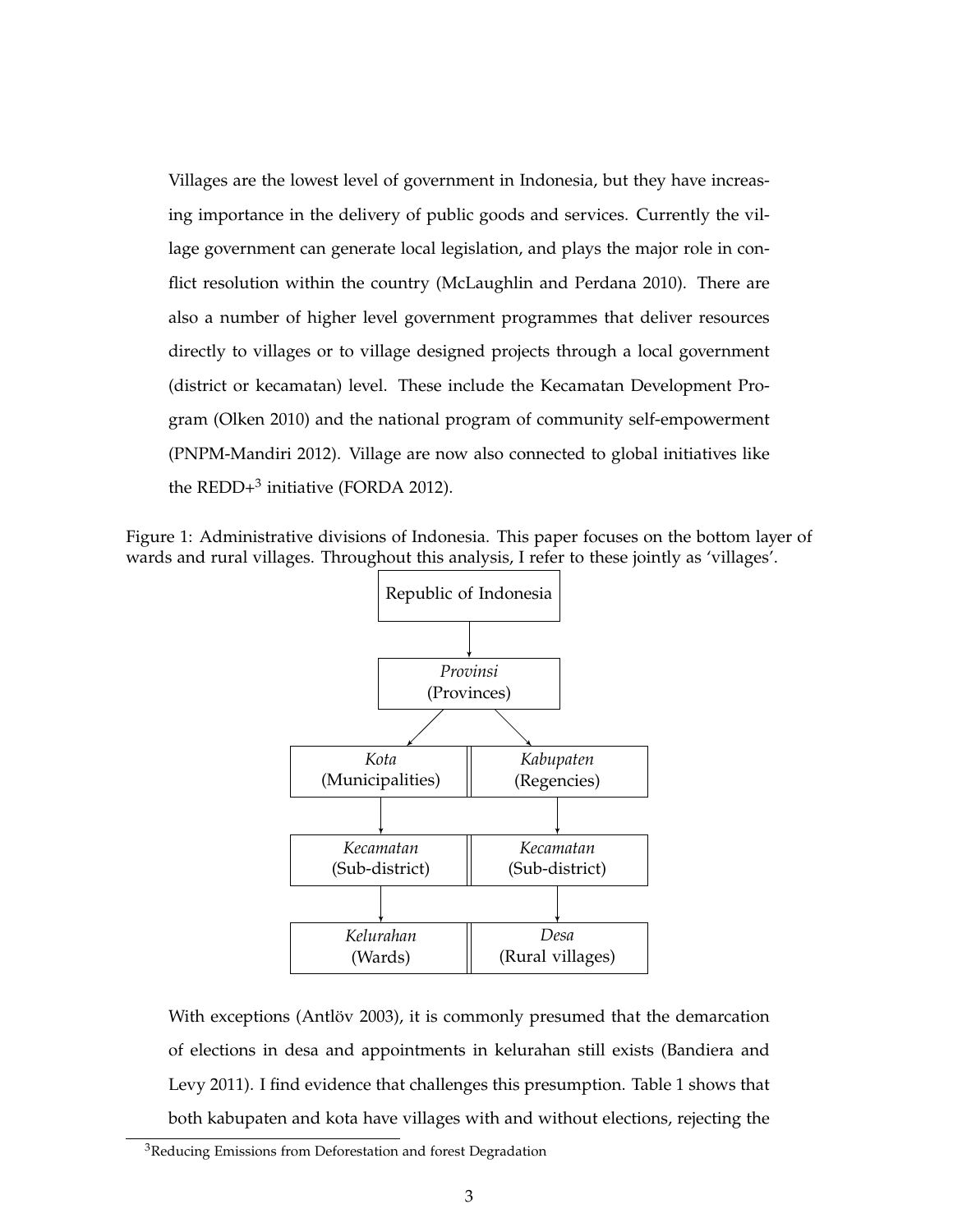Villages are the lowest level of government in Indonesia, but they have increasing importance in the delivery of public goods and services. Currently the village government can generate local legislation, and plays the major role in conflict resolution within the country (McLaughlin and Perdana 2010). There are also a number of higher level government programmes that deliver resources directly to villages or to village designed projects through a local government (district or kecamatan) level. These include the Kecamatan Development Program (Olken 2010) and the national program of community self-empowerment (PNPM-Mandiri 2012). Village are now also connected to global initiatives like the REDD+[3] initiative (FORDA 2012).

Figure 1: Administrative divisions of Indonesia. This paper focuses on the bottom layer of wards and rural villages. Throughout this analysis, I refer to these jointly as 'villages'.

Republic of Indonesia → *Provinsi* (Provinces) → *Kota* (Municipalities) | *Kabupaten* (Regencies) → *Kecamatan* (Sub-district) | *Kecamatan* (Sub-district) → *Kelurahan* (Wards) | *Desa* (Rural villages)

With exceptions (Antlöv 2003), it is commonly presumed that the demarcation of elections in desa and appointments in kelurahan still exists (Bandiera and Levy 2011). I find evidence that challenges this presumption. Table 1 shows that both kabupaten and kota have villages with and without elections, rejecting the

[3] Reducing Emissions from Deforestation and forest Degradation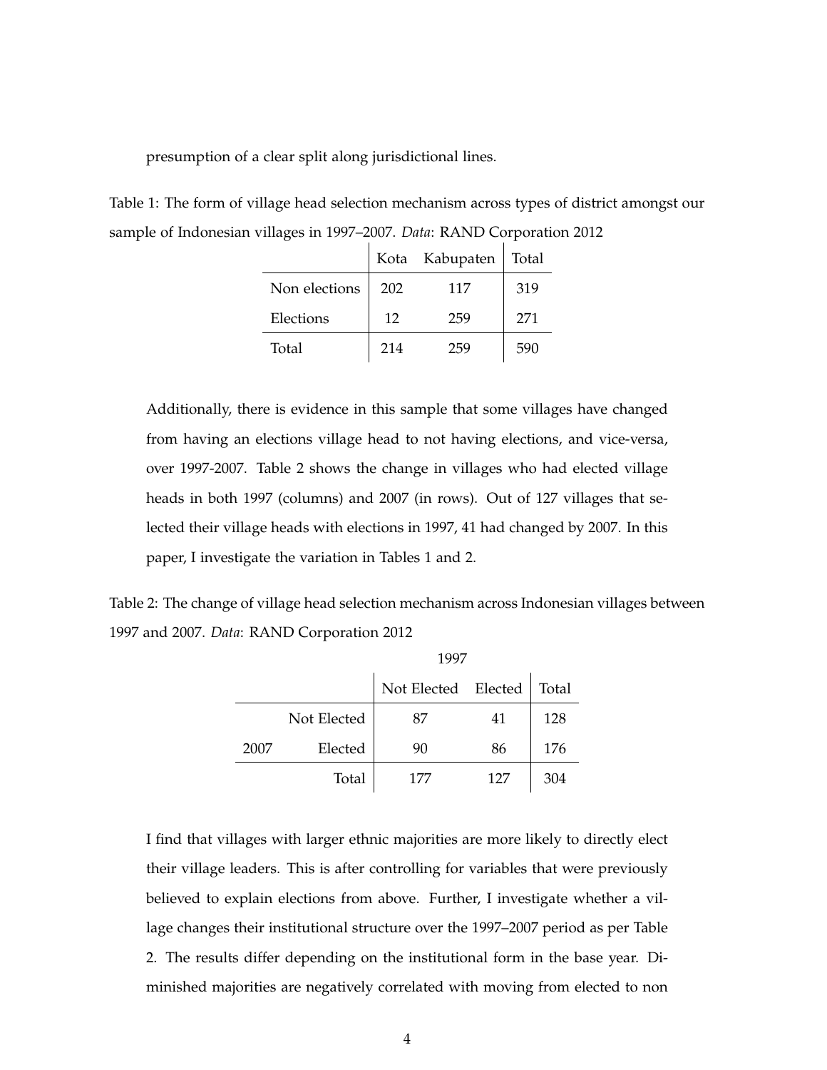presumption of a clear split along jurisdictional lines.

Table 1: The form of village head selection mechanism across types of district amongst our sample of Indonesian villages in 1997–2007. *Data*: RAND Corporation 2012

| | Kota | Kabupaten | Total |
|---|---|---|---|
| Non elections | 202 | 117 | 319 |
| Elections | 12 | 259 | 271 |
| Total | 214 | 259 | 590 |

Additionally, there is evidence in this sample that some villages have changed from having an elections village head to not having elections, and vice-versa, over 1997-2007. Table 2 shows the change in villages who had elected village heads in both 1997 (columns) and 2007 (in rows). Out of 127 villages that selected their village heads with elections in 1997, 41 had changed by 2007. In this paper, I investigate the variation in Tables 1 and 2.

Table 2: The change of village head selection mechanism across Indonesian villages between 1997 and 2007. *Data*: RAND Corporation 2012

| | | 1997 | | |
|---|---|---|---|---|
| | | Not Elected | Elected | Total |
| | Not Elected | 87 | 41 | 128 |
| 2007 | Elected | 90 | 86 | 176 |
| | Total | 177 | 127 | 304 |

I find that villages with larger ethnic majorities are more likely to directly elect their village leaders. This is after controlling for variables that were previously believed to explain elections from above. Further, I investigate whether a village changes their institutional structure over the 1997–2007 period as per Table 2. The results differ depending on the institutional form in the base year. Diminished majorities are negatively correlated with moving from elected to non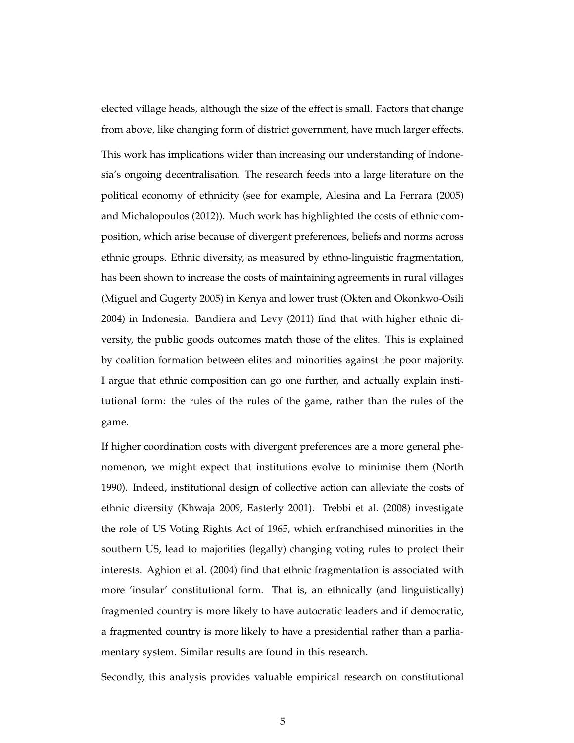elected village heads, although the size of the effect is small. Factors that change from above, like changing form of district government, have much larger effects.

This work has implications wider than increasing our understanding of Indonesia's ongoing decentralisation. The research feeds into a large literature on the political economy of ethnicity (see for example, Alesina and La Ferrara (2005) and Michalopoulos (2012)). Much work has highlighted the costs of ethnic composition, which arise because of divergent preferences, beliefs and norms across ethnic groups. Ethnic diversity, as measured by ethno-linguistic fragmentation, has been shown to increase the costs of maintaining agreements in rural villages (Miguel and Gugerty 2005) in Kenya and lower trust (Okten and Okonkwo-Osili 2004) in Indonesia. Bandiera and Levy (2011) find that with higher ethnic diversity, the public goods outcomes match those of the elites. This is explained by coalition formation between elites and minorities against the poor majority. I argue that ethnic composition can go one further, and actually explain institutional form: the rules of the rules of the game, rather than the rules of the game.

If higher coordination costs with divergent preferences are a more general phenomenon, we might expect that institutions evolve to minimise them (North 1990). Indeed, institutional design of collective action can alleviate the costs of ethnic diversity (Khwaja 2009, Easterly 2001). Trebbi et al. (2008) investigate the role of US Voting Rights Act of 1965, which enfranchised minorities in the southern US, lead to majorities (legally) changing voting rules to protect their interests. Aghion et al. (2004) find that ethnic fragmentation is associated with more 'insular' constitutional form. That is, an ethnically (and linguistically) fragmented country is more likely to have autocratic leaders and if democratic, a fragmented country is more likely to have a presidential rather than a parliamentary system. Similar results are found in this research.

Secondly, this analysis provides valuable empirical research on constitutional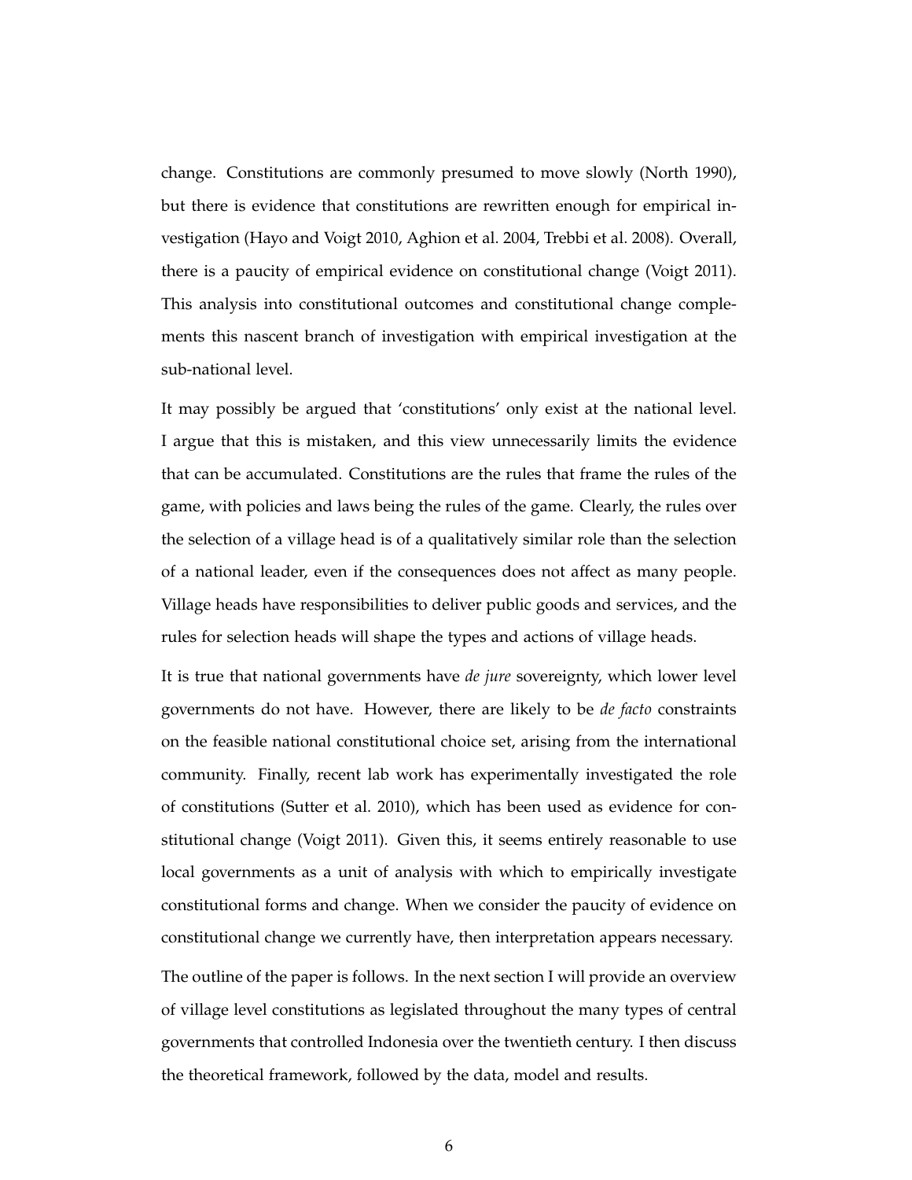change. Constitutions are commonly presumed to move slowly (North 1990), but there is evidence that constitutions are rewritten enough for empirical investigation (Hayo and Voigt 2010, Aghion et al. 2004, Trebbi et al. 2008). Overall, there is a paucity of empirical evidence on constitutional change (Voigt 2011). This analysis into constitutional outcomes and constitutional change complements this nascent branch of investigation with empirical investigation at the sub-national level.

It may possibly be argued that 'constitutions' only exist at the national level. I argue that this is mistaken, and this view unnecessarily limits the evidence that can be accumulated. Constitutions are the rules that frame the rules of the game, with policies and laws being the rules of the game. Clearly, the rules over the selection of a village head is of a qualitatively similar role than the selection of a national leader, even if the consequences does not affect as many people. Village heads have responsibilities to deliver public goods and services, and the rules for selection heads will shape the types and actions of village heads.

It is true that national governments have *de jure* sovereignty, which lower level governments do not have. However, there are likely to be *de facto* constraints on the feasible national constitutional choice set, arising from the international community. Finally, recent lab work has experimentally investigated the role of constitutions (Sutter et al. 2010), which has been used as evidence for constitutional change (Voigt 2011). Given this, it seems entirely reasonable to use local governments as a unit of analysis with which to empirically investigate constitutional forms and change. When we consider the paucity of evidence on constitutional change we currently have, then interpretation appears necessary.

The outline of the paper is follows. In the next section I will provide an overview of village level constitutions as legislated throughout the many types of central governments that controlled Indonesia over the twentieth century. I then discuss the theoretical framework, followed by the data, model and results.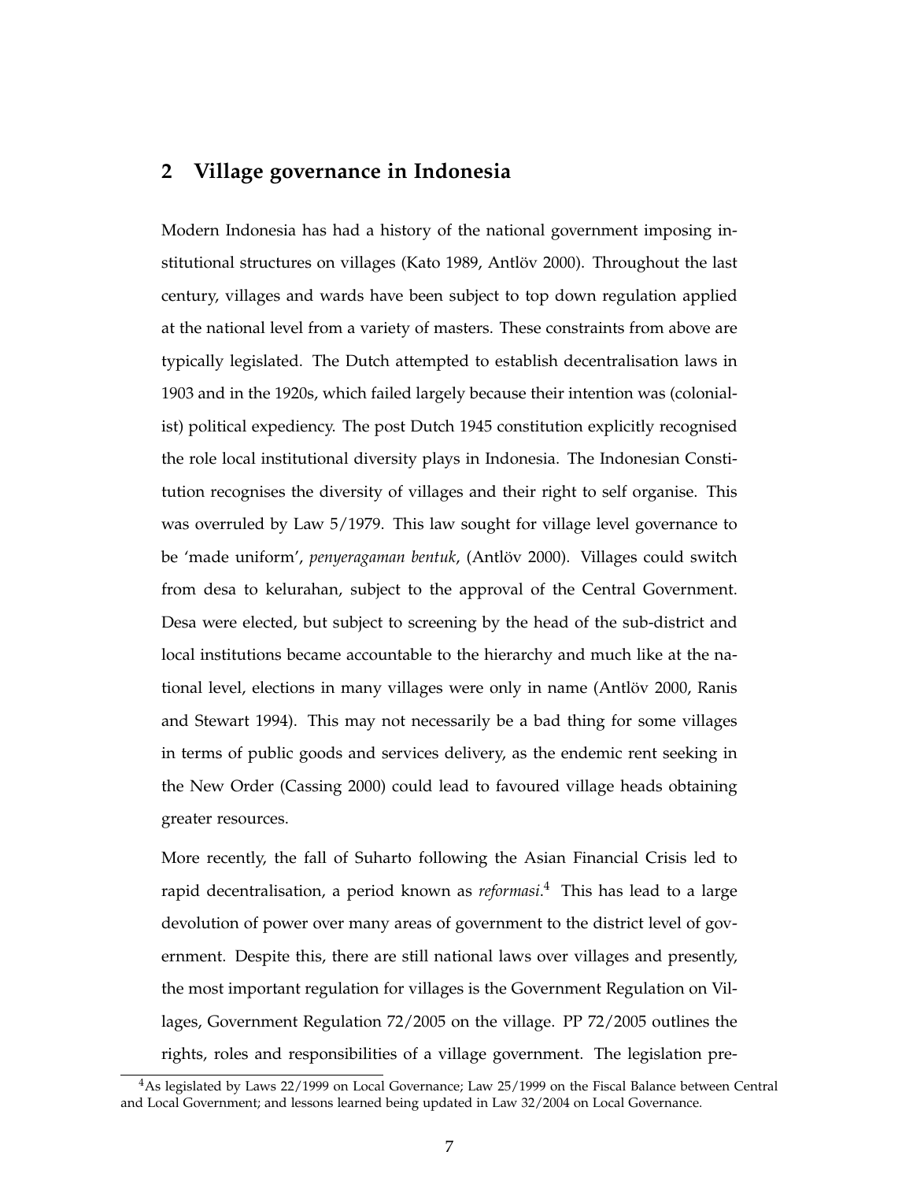## 2 Village governance in Indonesia

Modern Indonesia has had a history of the national government imposing institutional structures on villages (Kato 1989, Antlöv 2000). Throughout the last century, villages and wards have been subject to top down regulation applied at the national level from a variety of masters. These constraints from above are typically legislated. The Dutch attempted to establish decentralisation laws in 1903 and in the 1920s, which failed largely because their intention was (colonialist) political expediency. The post Dutch 1945 constitution explicitly recognised the role local institutional diversity plays in Indonesia. The Indonesian Constitution recognises the diversity of villages and their right to self organise. This was overruled by Law 5/1979. This law sought for village level governance to be 'made uniform', *penyeragaman bentuk*, (Antlöv 2000). Villages could switch from desa to kelurahan, subject to the approval of the Central Government. Desa were elected, but subject to screening by the head of the sub-district and local institutions became accountable to the hierarchy and much like at the national level, elections in many villages were only in name (Antlöv 2000, Ranis and Stewart 1994). This may not necessarily be a bad thing for some villages in terms of public goods and services delivery, as the endemic rent seeking in the New Order (Cassing 2000) could lead to favoured village heads obtaining greater resources.

More recently, the fall of Suharto following the Asian Financial Crisis led to rapid decentralisation, a period known as *reformasi*.[4] This has lead to a large devolution of power over many areas of government to the district level of government. Despite this, there are still national laws over villages and presently, the most important regulation for villages is the Government Regulation on Villages, Government Regulation 72/2005 on the village. PP 72/2005 outlines the rights, roles and responsibilities of a village government. The legislation pre-

[4] As legislated by Laws 22/1999 on Local Governance; Law 25/1999 on the Fiscal Balance between Central and Local Government; and lessons learned being updated in Law 32/2004 on Local Governance.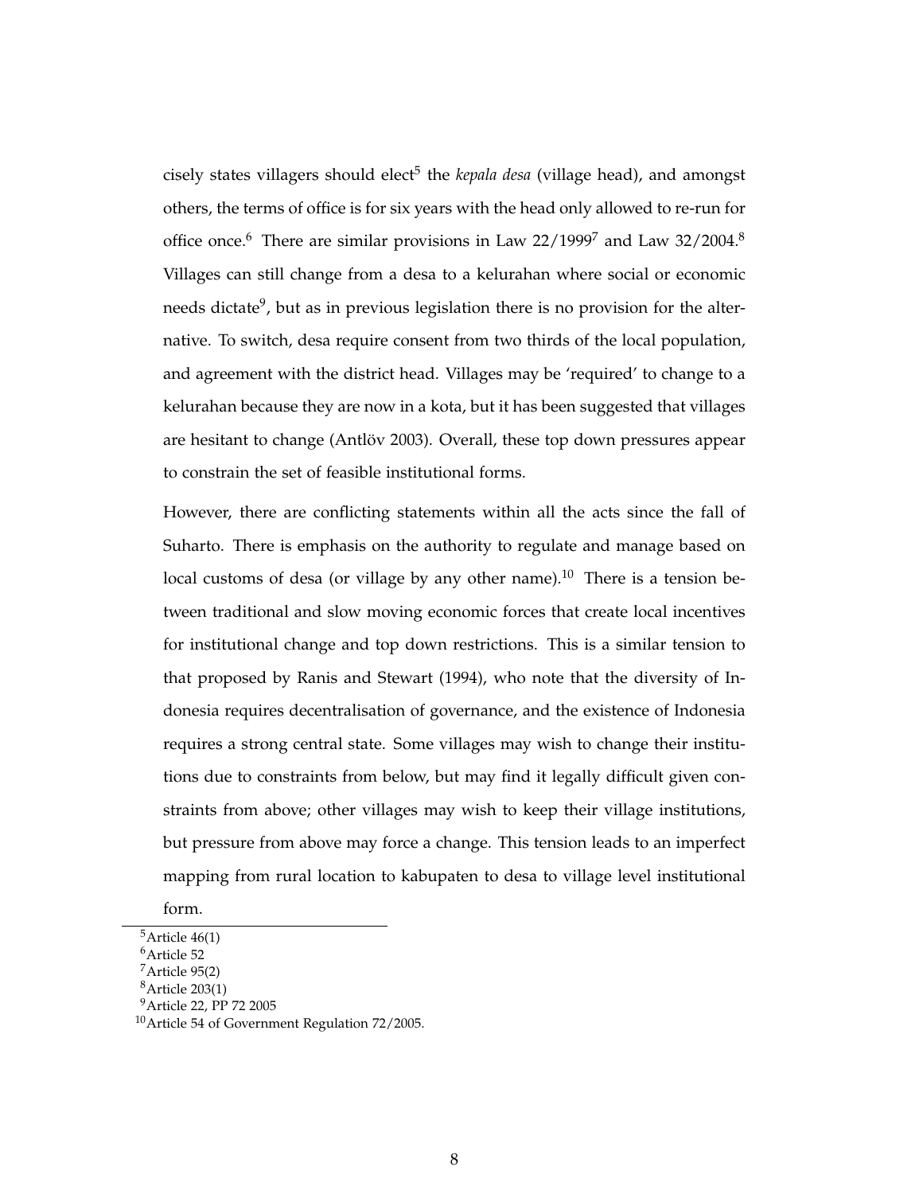cisely states villagers should elect[5] the *kepala desa* (village head), and amongst others, the terms of office is for six years with the head only allowed to re-run for office once.[6] There are similar provisions in Law 22/1999[7] and Law 32/2004.[8] Villages can still change from a desa to a kelurahan where social or economic needs dictate[9], but as in previous legislation there is no provision for the alternative. To switch, desa require consent from two thirds of the local population, and agreement with the district head. Villages may be 'required' to change to a kelurahan because they are now in a kota, but it has been suggested that villages are hesitant to change (Antlöv 2003). Overall, these top down pressures appear to constrain the set of feasible institutional forms.

However, there are conflicting statements within all the acts since the fall of Suharto. There is emphasis on the authority to regulate and manage based on local customs of desa (or village by any other name).[10] There is a tension between traditional and slow moving economic forces that create local incentives for institutional change and top down restrictions. This is a similar tension to that proposed by Ranis and Stewart (1994), who note that the diversity of Indonesia requires decentralisation of governance, and the existence of Indonesia requires a strong central state. Some villages may wish to change their institutions due to constraints from below, but may find it legally difficult given constraints from above; other villages may wish to keep their village institutions, but pressure from above may force a change. This tension leads to an imperfect mapping from rural location to kabupaten to desa to village level institutional form.

[5] Article 46(1)

[6] Article 52

[7] Article 95(2)

[8] Article 203(1)

[9] Article 22, PP 72 2005

[10] Article 54 of Government Regulation 72/2005.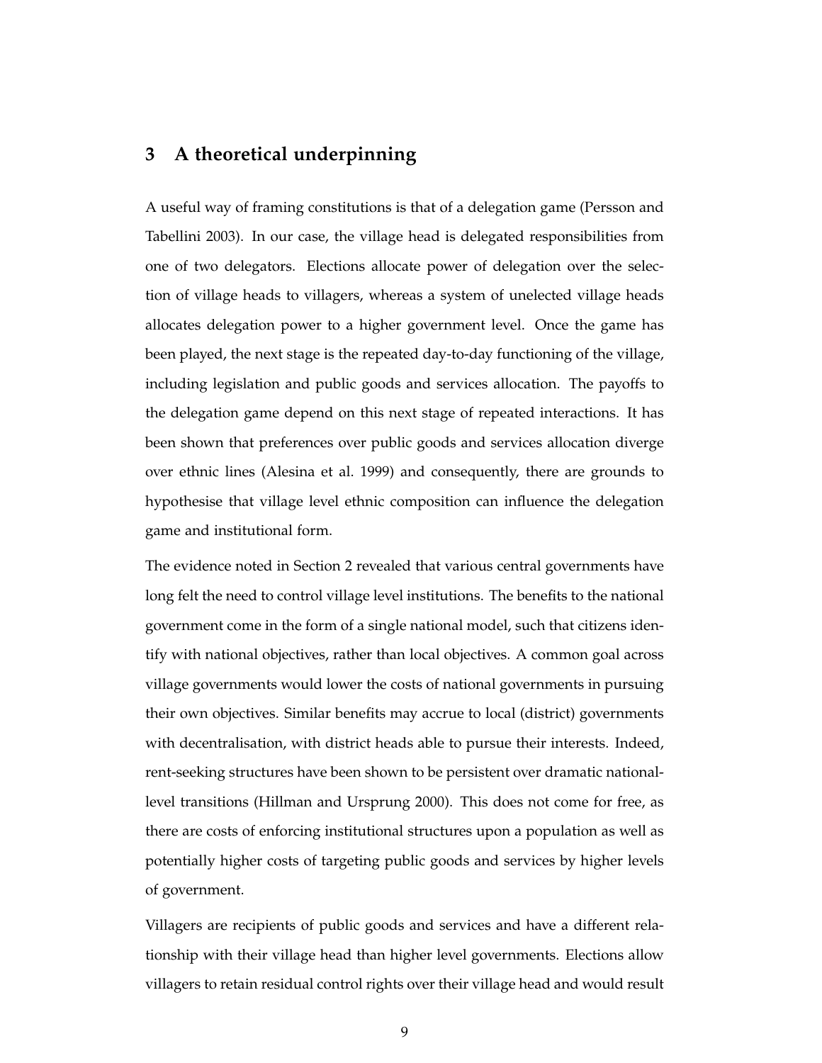## 3 A theoretical underpinning

A useful way of framing constitutions is that of a delegation game (Persson and Tabellini 2003). In our case, the village head is delegated responsibilities from one of two delegators. Elections allocate power of delegation over the selection of village heads to villagers, whereas a system of unelected village heads allocates delegation power to a higher government level. Once the game has been played, the next stage is the repeated day-to-day functioning of the village, including legislation and public goods and services allocation. The payoffs to the delegation game depend on this next stage of repeated interactions. It has been shown that preferences over public goods and services allocation diverge over ethnic lines (Alesina et al. 1999) and consequently, there are grounds to hypothesise that village level ethnic composition can influence the delegation game and institutional form.

The evidence noted in Section 2 revealed that various central governments have long felt the need to control village level institutions. The benefits to the national government come in the form of a single national model, such that citizens identify with national objectives, rather than local objectives. A common goal across village governments would lower the costs of national governments in pursuing their own objectives. Similar benefits may accrue to local (district) governments with decentralisation, with district heads able to pursue their interests. Indeed, rent-seeking structures have been shown to be persistent over dramatic national-level transitions (Hillman and Ursprung 2000). This does not come for free, as there are costs of enforcing institutional structures upon a population as well as potentially higher costs of targeting public goods and services by higher levels of government.

Villagers are recipients of public goods and services and have a different relationship with their village head than higher level governments. Elections allow villagers to retain residual control rights over their village head and would result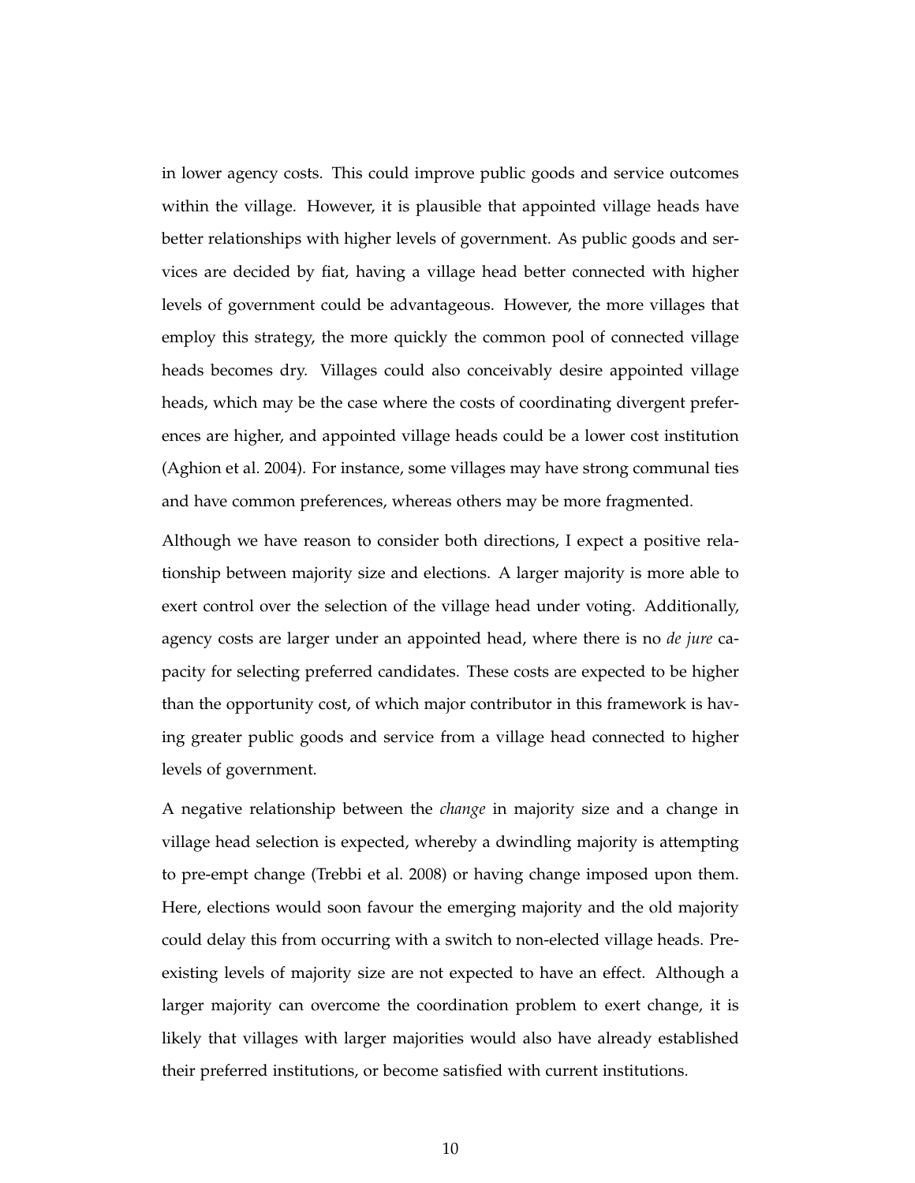in lower agency costs. This could improve public goods and service outcomes within the village. However, it is plausible that appointed village heads have better relationships with higher levels of government. As public goods and services are decided by fiat, having a village head better connected with higher levels of government could be advantageous. However, the more villages that employ this strategy, the more quickly the common pool of connected village heads becomes dry. Villages could also conceivably desire appointed village heads, which may be the case where the costs of coordinating divergent preferences are higher, and appointed village heads could be a lower cost institution (Aghion et al. 2004). For instance, some villages may have strong communal ties and have common preferences, whereas others may be more fragmented.

Although we have reason to consider both directions, I expect a positive relationship between majority size and elections. A larger majority is more able to exert control over the selection of the village head under voting. Additionally, agency costs are larger under an appointed head, where there is no *de jure* capacity for selecting preferred candidates. These costs are expected to be higher than the opportunity cost, of which major contributor in this framework is having greater public goods and service from a village head connected to higher levels of government.

A negative relationship between the *change* in majority size and a change in village head selection is expected, whereby a dwindling majority is attempting to pre-empt change (Trebbi et al. 2008) or having change imposed upon them. Here, elections would soon favour the emerging majority and the old majority could delay this from occurring with a switch to non-elected village heads. Preexisting levels of majority size are not expected to have an effect. Although a larger majority can overcome the coordination problem to exert change, it is likely that villages with larger majorities would also have already established their preferred institutions, or become satisfied with current institutions.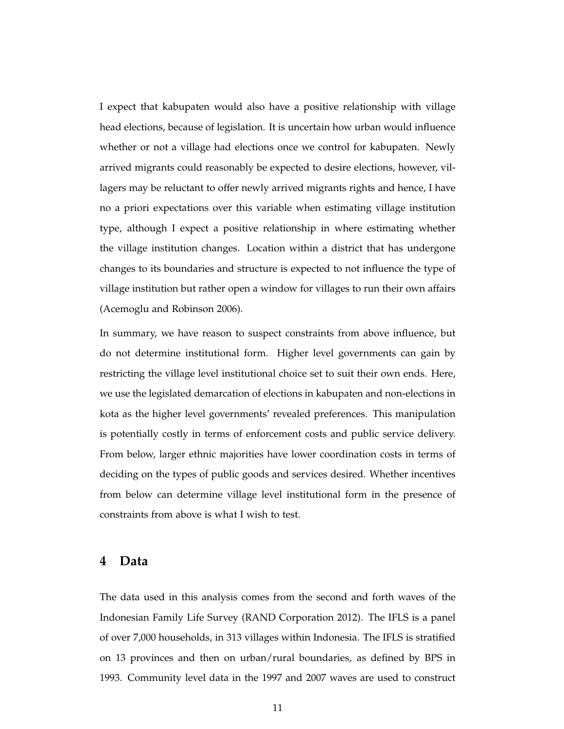I expect that kabupaten would also have a positive relationship with village head elections, because of legislation. It is uncertain how urban would influence whether or not a village had elections once we control for kabupaten. Newly arrived migrants could reasonably be expected to desire elections, however, villagers may be reluctant to offer newly arrived migrants rights and hence, I have no a priori expectations over this variable when estimating village institution type, although I expect a positive relationship in where estimating whether the village institution changes. Location within a district that has undergone changes to its boundaries and structure is expected to not influence the type of village institution but rather open a window for villages to run their own affairs (Acemoglu and Robinson 2006).

In summary, we have reason to suspect constraints from above influence, but do not determine institutional form. Higher level governments can gain by restricting the village level institutional choice set to suit their own ends. Here, we use the legislated demarcation of elections in kabupaten and non-elections in kota as the higher level governments' revealed preferences. This manipulation is potentially costly in terms of enforcement costs and public service delivery. From below, larger ethnic majorities have lower coordination costs in terms of deciding on the types of public goods and services desired. Whether incentives from below can determine village level institutional form in the presence of constraints from above is what I wish to test.

## 4 Data

The data used in this analysis comes from the second and forth waves of the Indonesian Family Life Survey (RAND Corporation 2012). The IFLS is a panel of over 7,000 households, in 313 villages within Indonesia. The IFLS is stratified on 13 provinces and then on urban/rural boundaries, as defined by BPS in 1993. Community level data in the 1997 and 2007 waves are used to construct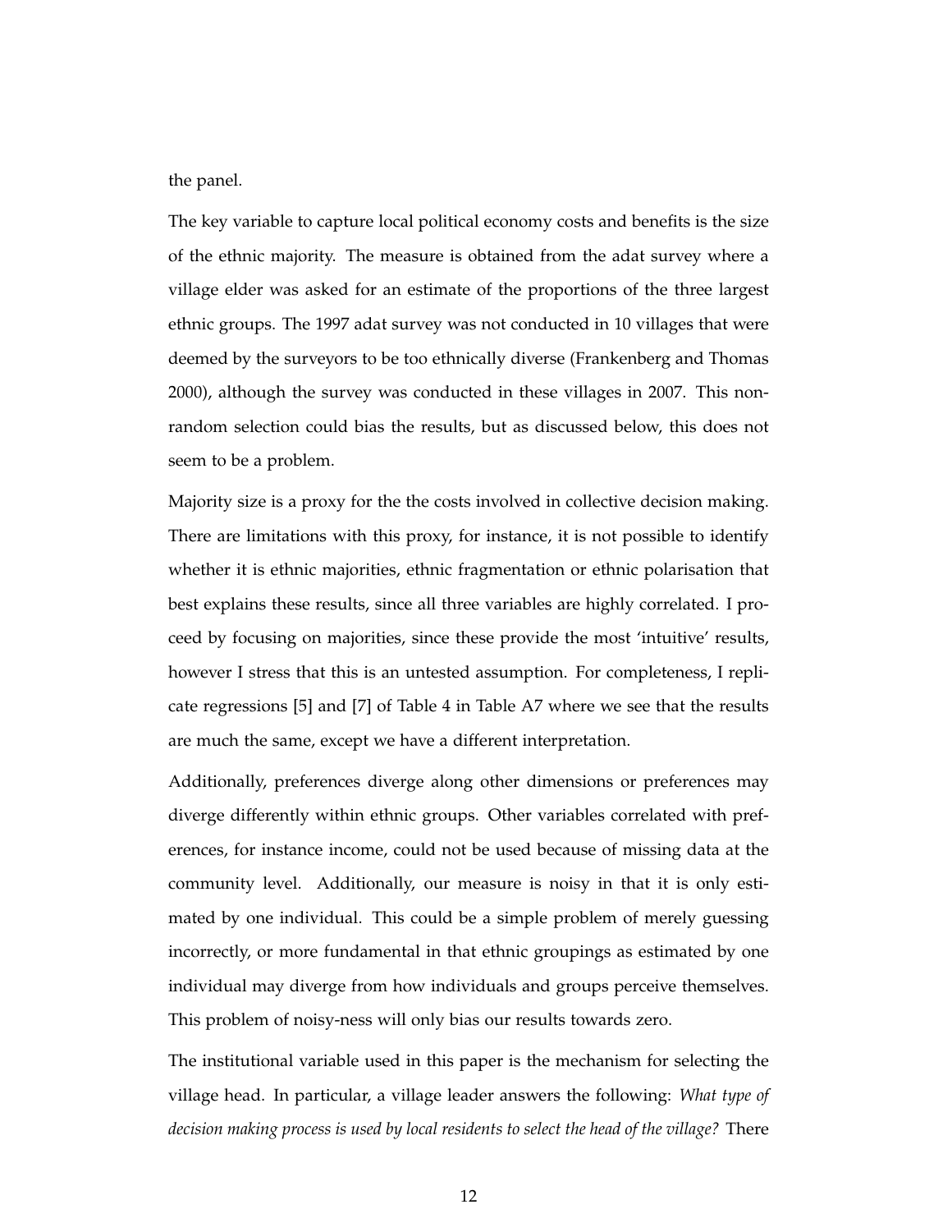the panel.

The key variable to capture local political economy costs and benefits is the size of the ethnic majority. The measure is obtained from the adat survey where a village elder was asked for an estimate of the proportions of the three largest ethnic groups. The 1997 adat survey was not conducted in 10 villages that were deemed by the surveyors to be too ethnically diverse (Frankenberg and Thomas 2000), although the survey was conducted in these villages in 2007. This non-random selection could bias the results, but as discussed below, this does not seem to be a problem.

Majority size is a proxy for the the costs involved in collective decision making. There are limitations with this proxy, for instance, it is not possible to identify whether it is ethnic majorities, ethnic fragmentation or ethnic polarisation that best explains these results, since all three variables are highly correlated. I proceed by focusing on majorities, since these provide the most 'intuitive' results, however I stress that this is an untested assumption. For completeness, I replicate regressions [5] and [7] of Table 4 in Table A7 where we see that the results are much the same, except we have a different interpretation.

Additionally, preferences diverge along other dimensions or preferences may diverge differently within ethnic groups. Other variables correlated with preferences, for instance income, could not be used because of missing data at the community level. Additionally, our measure is noisy in that it is only estimated by one individual. This could be a simple problem of merely guessing incorrectly, or more fundamental in that ethnic groupings as estimated by one individual may diverge from how individuals and groups perceive themselves. This problem of noisy-ness will only bias our results towards zero.

The institutional variable used in this paper is the mechanism for selecting the village head. In particular, a village leader answers the following: *What type of decision making process is used by local residents to select the head of the village?* There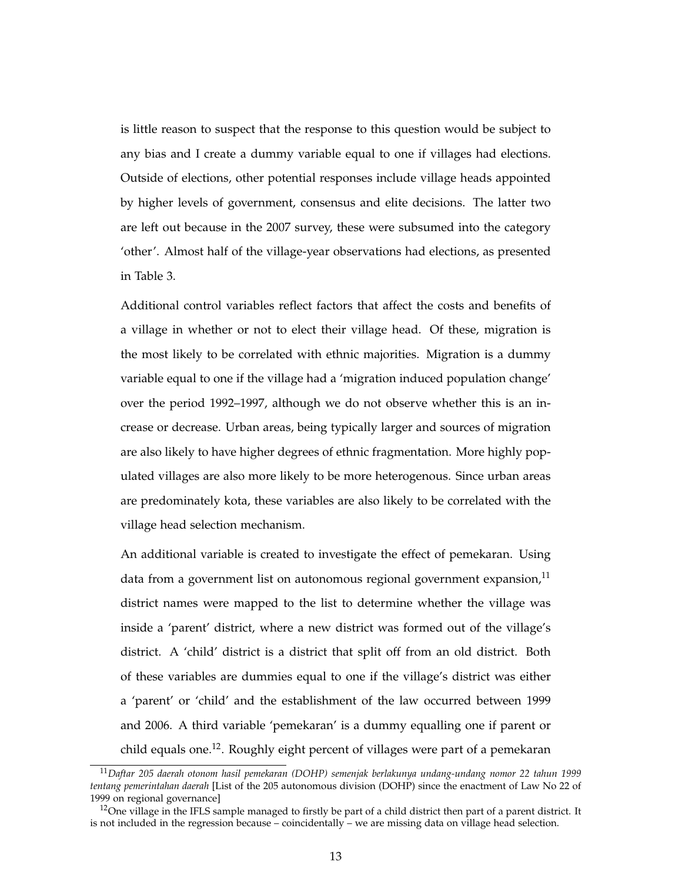is little reason to suspect that the response to this question would be subject to any bias and I create a dummy variable equal to one if villages had elections. Outside of elections, other potential responses include village heads appointed by higher levels of government, consensus and elite decisions. The latter two are left out because in the 2007 survey, these were subsumed into the category 'other'. Almost half of the village-year observations had elections, as presented in Table 3.

Additional control variables reflect factors that affect the costs and benefits of a village in whether or not to elect their village head. Of these, migration is the most likely to be correlated with ethnic majorities. Migration is a dummy variable equal to one if the village had a 'migration induced population change' over the period 1992–1997, although we do not observe whether this is an increase or decrease. Urban areas, being typically larger and sources of migration are also likely to have higher degrees of ethnic fragmentation. More highly populated villages are also more likely to be more heterogenous. Since urban areas are predominately kota, these variables are also likely to be correlated with the village head selection mechanism.

An additional variable is created to investigate the effect of pemekaran. Using data from a government list on autonomous regional government expansion,[11] district names were mapped to the list to determine whether the village was inside a 'parent' district, where a new district was formed out of the village's district. A 'child' district is a district that split off from an old district. Both of these variables are dummies equal to one if the village's district was either a 'parent' or 'child' and the establishment of the law occurred between 1999 and 2006. A third variable 'pemekaran' is a dummy equalling one if parent or child equals one.[12]. Roughly eight percent of villages were part of a pemekaran

[11] *Daftar 205 daerah otonom hasil pemekaran (DOHP) semenjak berlakunya undang-undang nomor 22 tahun 1999 tentang pemerintahan daerah* [List of the 205 autonomous division (DOHP) since the enactment of Law No 22 of 1999 on regional governance]

[12] One village in the IFLS sample managed to firstly be part of a child district then part of a parent district. It is not included in the regression because – coincidentally – we are missing data on village head selection.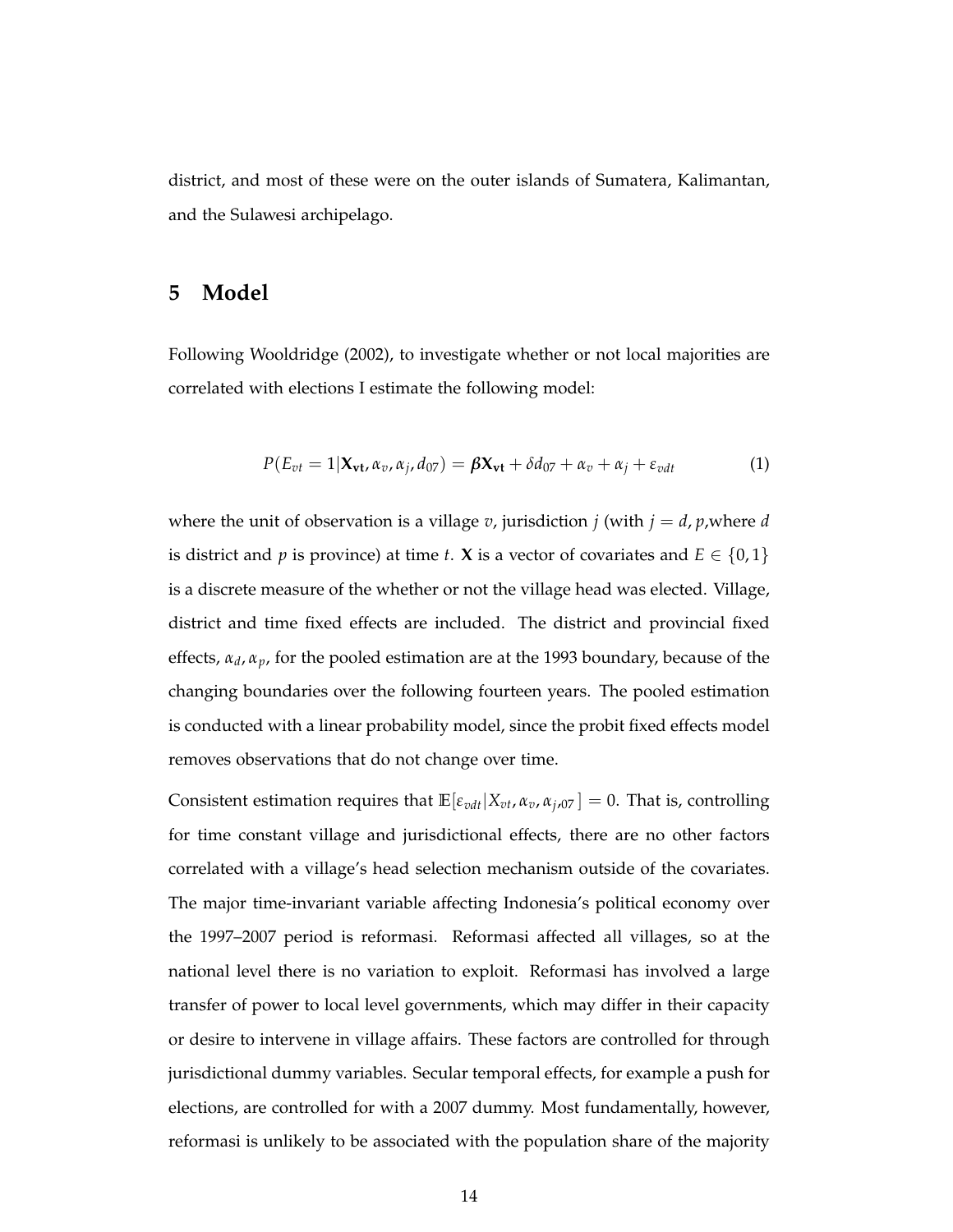district, and most of these were on the outer islands of Sumatera, Kalimantan, and the Sulawesi archipelago.

## 5 Model

Following Wooldridge (2002), to investigate whether or not local majorities are correlated with elections I estimate the following model:

$$P(E_{vt} = 1|\mathbf{X_{vt}}, \alpha_v, \alpha_j, d_{07}) = \boldsymbol{\beta}\mathbf{X_{vt}} + \delta d_{07} + \alpha_v + \alpha_j + \varepsilon_{vdt} \tag{1}$$

where the unit of observation is a village $v$, jurisdiction $j$ (with $j = d, p$,where $d$ is district and $p$ is province) at time $t$. $\mathbf{X}$ is a vector of covariates and $E \in \{0, 1\}$ is a discrete measure of the whether or not the village head was elected. Village, district and time fixed effects are included. The district and provincial fixed effects, $\alpha_d, \alpha_p$, for the pooled estimation are at the 1993 boundary, because of the changing boundaries over the following fourteen years. The pooled estimation is conducted with a linear probability model, since the probit fixed effects model removes observations that do not change over time.

Consistent estimation requires that $\mathbb{E}[\varepsilon_{vdt}|X_{vt}, \alpha_v, \alpha_{j,07}] = 0$. That is, controlling for time constant village and jurisdictional effects, there are no other factors correlated with a village's head selection mechanism outside of the covariates. The major time-invariant variable affecting Indonesia's political economy over the 1997–2007 period is reformasi. Reformasi affected all villages, so at the national level there is no variation to exploit. Reformasi has involved a large transfer of power to local level governments, which may differ in their capacity or desire to intervene in village affairs. These factors are controlled for through jurisdictional dummy variables. Secular temporal effects, for example a push for elections, are controlled for with a 2007 dummy. Most fundamentally, however, reformasi is unlikely to be associated with the population share of the majority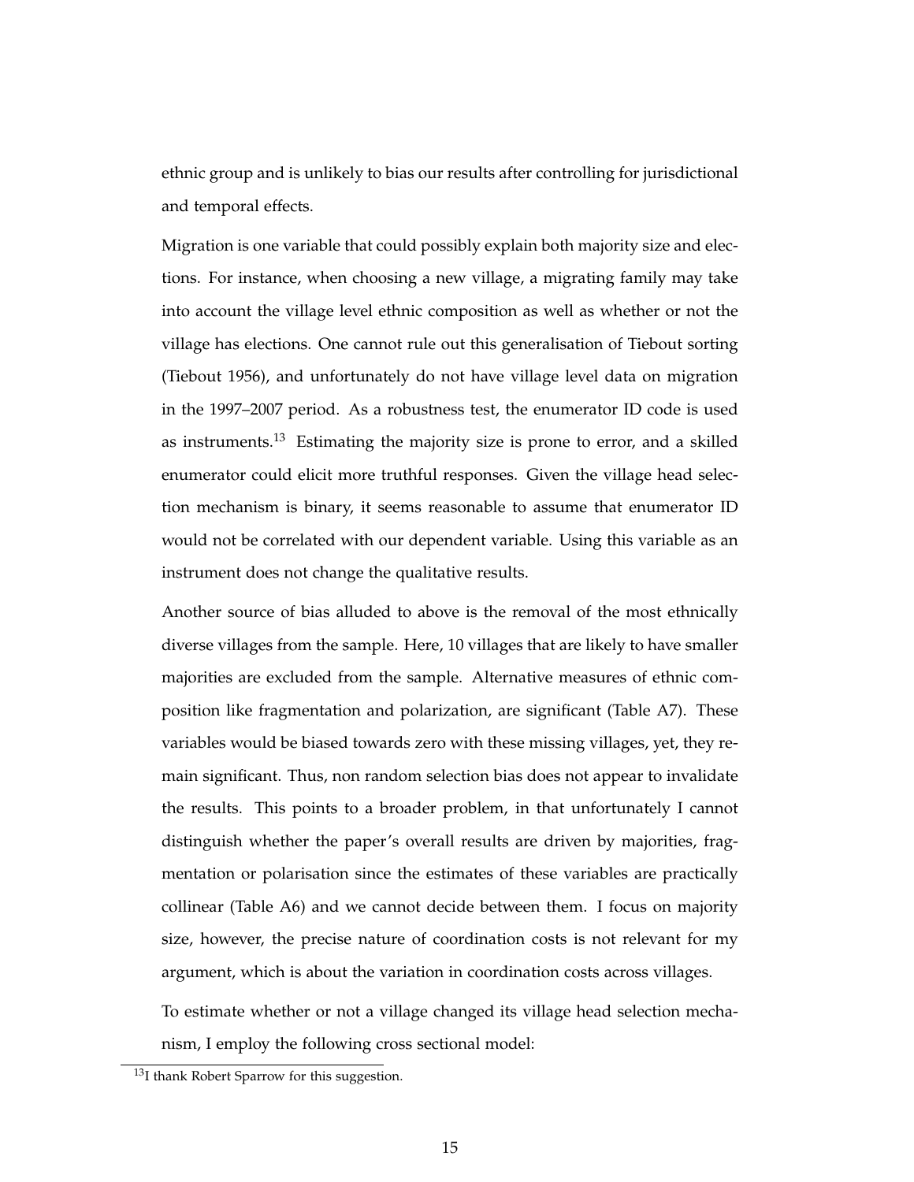ethnic group and is unlikely to bias our results after controlling for jurisdictional and temporal effects.

Migration is one variable that could possibly explain both majority size and elections. For instance, when choosing a new village, a migrating family may take into account the village level ethnic composition as well as whether or not the village has elections. One cannot rule out this generalisation of Tiebout sorting (Tiebout 1956), and unfortunately do not have village level data on migration in the 1997–2007 period. As a robustness test, the enumerator ID code is used as instruments.[13] Estimating the majority size is prone to error, and a skilled enumerator could elicit more truthful responses. Given the village head selection mechanism is binary, it seems reasonable to assume that enumerator ID would not be correlated with our dependent variable. Using this variable as an instrument does not change the qualitative results.

Another source of bias alluded to above is the removal of the most ethnically diverse villages from the sample. Here, 10 villages that are likely to have smaller majorities are excluded from the sample. Alternative measures of ethnic composition like fragmentation and polarization, are significant (Table A7). These variables would be biased towards zero with these missing villages, yet, they remain significant. Thus, non random selection bias does not appear to invalidate the results. This points to a broader problem, in that unfortunately I cannot distinguish whether the paper's overall results are driven by majorities, fragmentation or polarisation since the estimates of these variables are practically collinear (Table A6) and we cannot decide between them. I focus on majority size, however, the precise nature of coordination costs is not relevant for my argument, which is about the variation in coordination costs across villages.

To estimate whether or not a village changed its village head selection mechanism, I employ the following cross sectional model:

[13] I thank Robert Sparrow for this suggestion.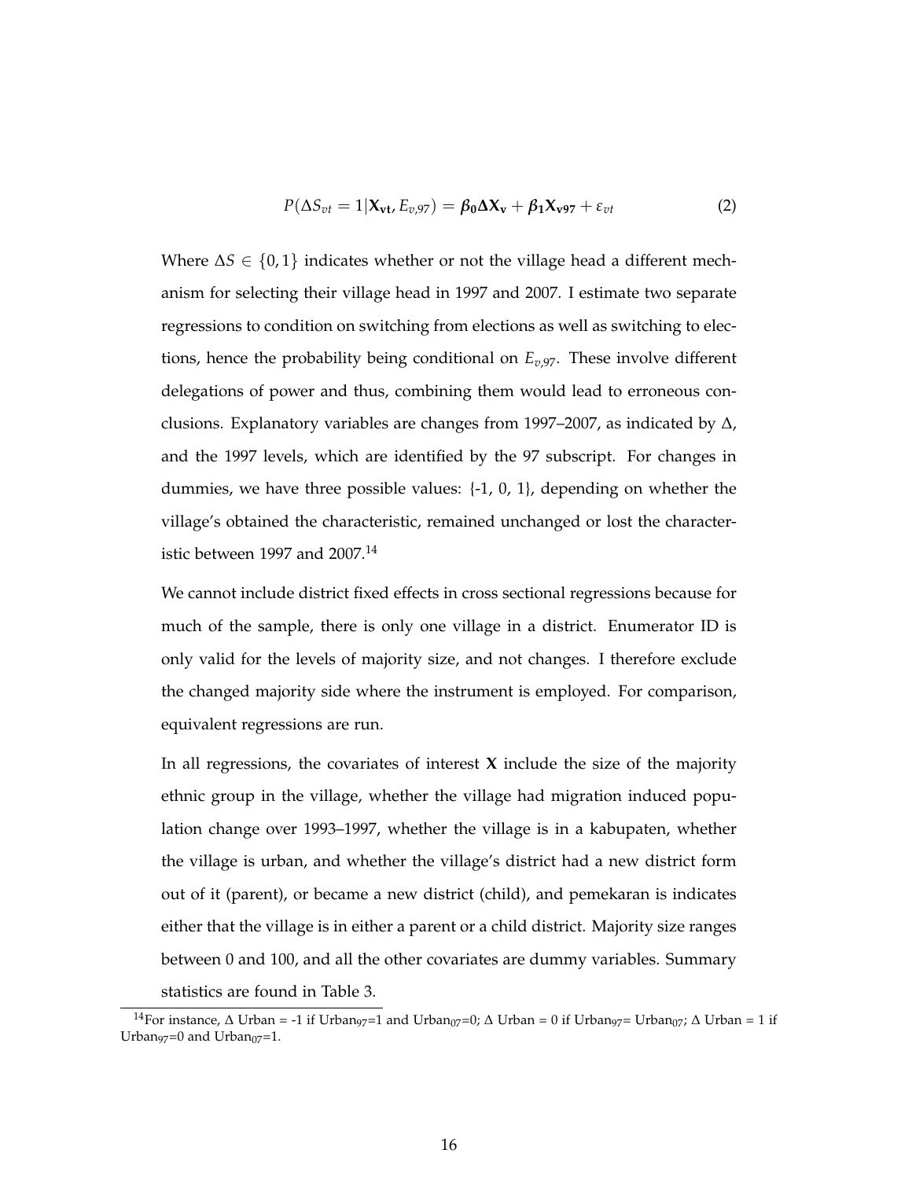$$P(\Delta S_{vt} = 1 | \mathbf{X_{vt}}, E_{v,97}) = \boldsymbol{\beta_0 \Delta X_v} + \boldsymbol{\beta_1 X_{v97}} + \varepsilon_{vt} \tag{2}$$

Where $\Delta S \in \{0, 1\}$ indicates whether or not the village head a different mechanism for selecting their village head in 1997 and 2007. I estimate two separate regressions to condition on switching from elections as well as switching to elections, hence the probability being conditional on $E_{v,97}$. These involve different delegations of power and thus, combining them would lead to erroneous conclusions. Explanatory variables are changes from 1997–2007, as indicated by $\Delta$, and the 1997 levels, which are identified by the 97 subscript. For changes in dummies, we have three possible values: {-1, 0, 1}, depending on whether the village's obtained the characteristic, remained unchanged or lost the characteristic between 1997 and 2007.[14]

We cannot include district fixed effects in cross sectional regressions because for much of the sample, there is only one village in a district. Enumerator ID is only valid for the levels of majority size, and not changes. I therefore exclude the changed majority side where the instrument is employed. For comparison, equivalent regressions are run.

In all regressions, the covariates of interest $\mathbf{X}$ include the size of the majority ethnic group in the village, whether the village had migration induced population change over 1993–1997, whether the village is in a kabupaten, whether the village is urban, and whether the village's district had a new district form out of it (parent), or became a new district (child), and pemekaran is indicates either that the village is in either a parent or a child district. Majority size ranges between 0 and 100, and all the other covariates are dummy variables. Summary statistics are found in Table 3.

[14] For instance, $\Delta$ Urban = -1 if $\text{Urban}_{97}$=1 and $\text{Urban}_{07}$=0; $\Delta$ Urban = 0 if $\text{Urban}_{97}$= $\text{Urban}_{07}$; $\Delta$ Urban = 1 if $\text{Urban}_{97}$=0 and $\text{Urban}_{07}$=1.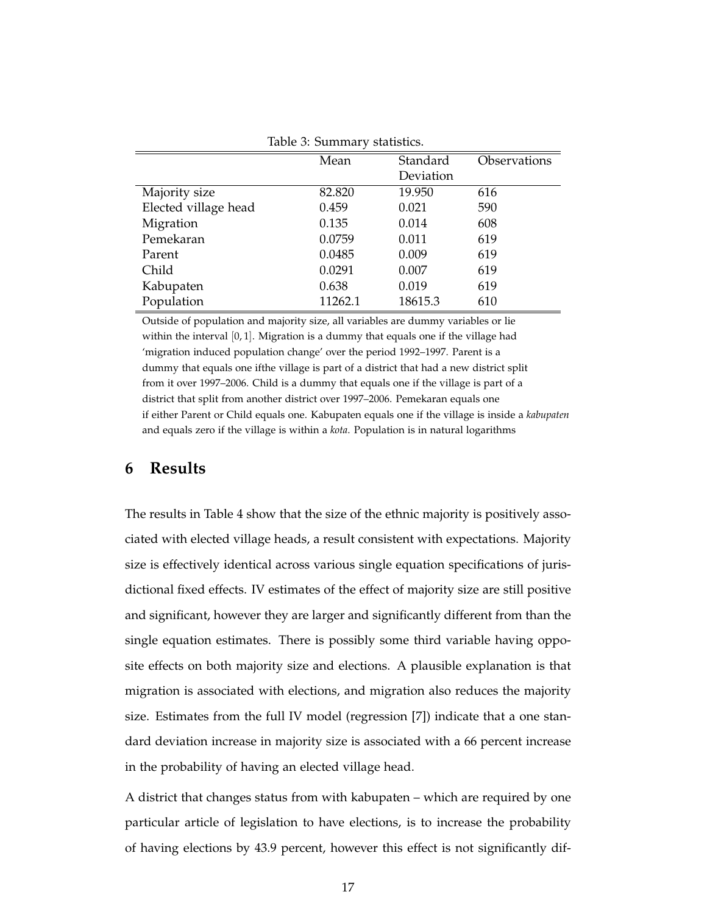Table 3: Summary statistics.

| | Mean | Standard Deviation | Observations |
|---|---|---|---|
| Majority size | 82.820 | 19.950 | 616 |
| Elected village head | 0.459 | 0.021 | 590 |
| Migration | 0.135 | 0.014 | 608 |
| Pemekaran | 0.0759 | 0.011 | 619 |
| Parent | 0.0485 | 0.009 | 619 |
| Child | 0.0291 | 0.007 | 619 |
| Kabupaten | 0.638 | 0.019 | 619 |
| Population | 11262.1 | 18615.3 | 610 |

Outside of population and majority size, all variables are dummy variables or lie within the interval $[0, 1]$. Migration is a dummy that equals one if the village had 'migration induced population change' over the period 1992–1997. Parent is a dummy that equals one ifthe village is part of a district that had a new district split from it over 1997–2006. Child is a dummy that equals one if the village is part of a district that split from another district over 1997–2006. Pemekaran equals one if either Parent or Child equals one. Kabupaten equals one if the village is inside a *kabupaten* and equals zero if the village is within a *kota*. Population is in natural logarithms

## 6 Results

The results in Table 4 show that the size of the ethnic majority is positively associated with elected village heads, a result consistent with expectations. Majority size is effectively identical across various single equation specifications of jurisdictional fixed effects. IV estimates of the effect of majority size are still positive and significant, however they are larger and significantly different from than the single equation estimates. There is possibly some third variable having opposite effects on both majority size and elections. A plausible explanation is that migration is associated with elections, and migration also reduces the majority size. Estimates from the full IV model (regression [7]) indicate that a one standard deviation increase in majority size is associated with a 66 percent increase in the probability of having an elected village head.

A district that changes status from with kabupaten – which are required by one particular article of legislation to have elections, is to increase the probability of having elections by 43.9 percent, however this effect is not significantly dif-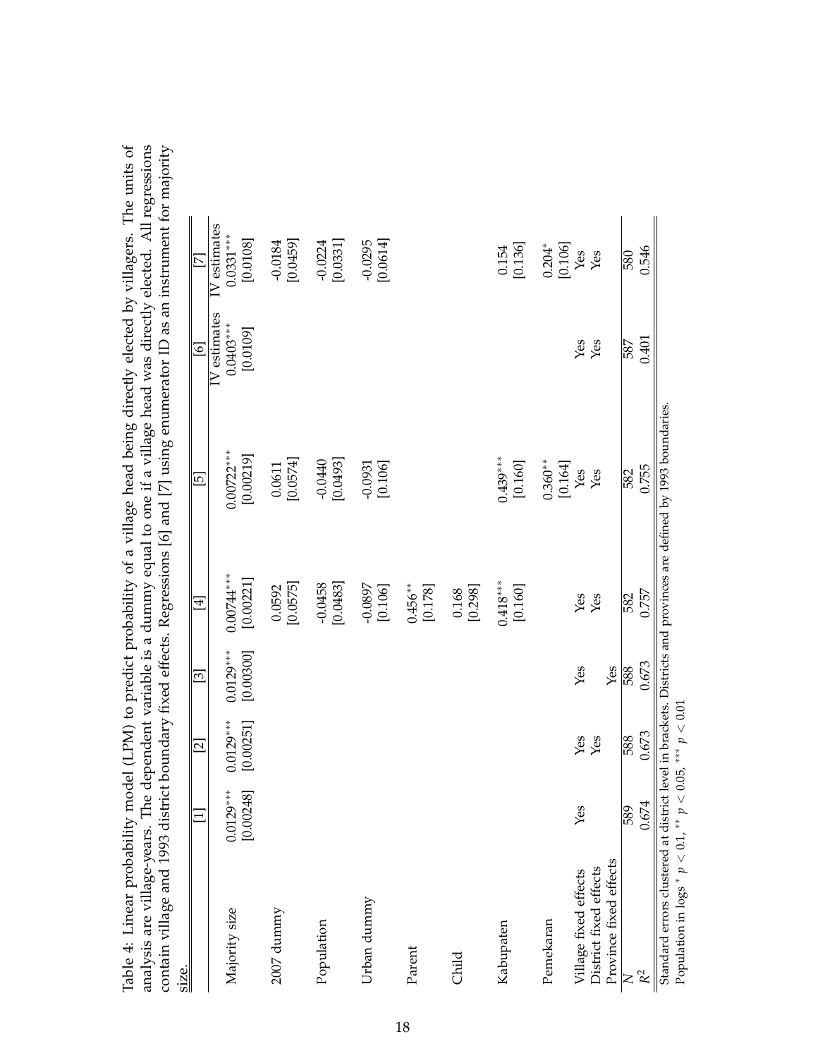Table 4: Linear probability model (LPM) to predict probability of a village head being directly elected by villagers. The units of analysis are village-years. The dependent variable is a dummy equal to one if a village head was directly elected. All regressions contain village and 1993 district boundary fixed effects. Regressions [6] and [7] using enumerator ID as an instrument for majority size.

| | [1] | [2] | [3] | [4] | [5] | [6] | [7] |
|---|---|---|---|---|---|---|---|
| | | | | | | IV estimates | IV estimates |
| Majority size | 0.0129*** | 0.0129*** | 0.0129*** | 0.00744*** | 0.00722*** | 0.0403*** | 0.0331*** |
| | [0.00248] | [0.00251] | [0.00300] | [0.00221] | [0.00219] | [0.0109] | [0.0108] |
| 2007 dummy | | | | 0.0592 | 0.0611 | | -0.0184 |
| | | | | [0.0575] | [0.0574] | | [0.0459] |
| Population | | | | -0.0458 | -0.0440 | | -0.0224 |
| | | | | [0.0483] | [0.0493] | | [0.0331] |
| Urban dummy | | | | -0.0897 | -0.0931 | | -0.0295 |
| | | | | [0.106] | [0.106] | | [0.0614] |
| Parent | | | | 0.456** | | | |
| | | | | [0.178] | | | |
| Child | | | | 0.168 | | | |
| | | | | [0.298] | | | |
| Kabupaten | | | | 0.418*** | 0.439*** | | 0.154 |
| | | | | [0.160] | [0.160] | | [0.136] |
| Pemekaran | | | | | 0.360** | | 0.204* |
| | | | | | [0.164] | | [0.106] |
| Village fixed effects | Yes | Yes | Yes | Yes | Yes | Yes | Yes |
| District fixed effects | | Yes | | Yes | Yes | Yes | Yes |
| Province fixed effects | | | Yes | | | | |
| $N$ | 589 | 588 | 588 | 582 | 582 | 587 | 580 |
| $R^2$ | 0.674 | 0.673 | 0.673 | 0.757 | 0.755 | 0.401 | 0.546 |

Standard errors clustered at district level in brackets. Districts and provinces are defined by 1993 boundaries.
Population in logs * $p < 0.1$, ** $p < 0.05$, *** $p < 0.01$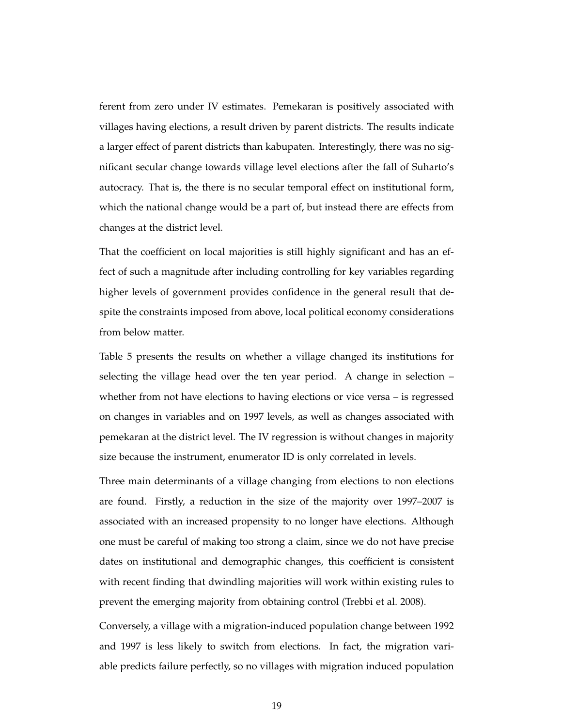ferent from zero under IV estimates. Pemekaran is positively associated with villages having elections, a result driven by parent districts. The results indicate a larger effect of parent districts than kabupaten. Interestingly, there was no significant secular change towards village level elections after the fall of Suharto's autocracy. That is, the there is no secular temporal effect on institutional form, which the national change would be a part of, but instead there are effects from changes at the district level.

That the coefficient on local majorities is still highly significant and has an effect of such a magnitude after including controlling for key variables regarding higher levels of government provides confidence in the general result that despite the constraints imposed from above, local political economy considerations from below matter.

Table 5 presents the results on whether a village changed its institutions for selecting the village head over the ten year period. A change in selection – whether from not have elections to having elections or vice versa – is regressed on changes in variables and on 1997 levels, as well as changes associated with pemekaran at the district level. The IV regression is without changes in majority size because the instrument, enumerator ID is only correlated in levels.

Three main determinants of a village changing from elections to non elections are found. Firstly, a reduction in the size of the majority over 1997–2007 is associated with an increased propensity to no longer have elections. Although one must be careful of making too strong a claim, since we do not have precise dates on institutional and demographic changes, this coefficient is consistent with recent finding that dwindling majorities will work within existing rules to prevent the emerging majority from obtaining control (Trebbi et al. 2008).

Conversely, a village with a migration-induced population change between 1992 and 1997 is less likely to switch from elections. In fact, the migration variable predicts failure perfectly, so no villages with migration induced population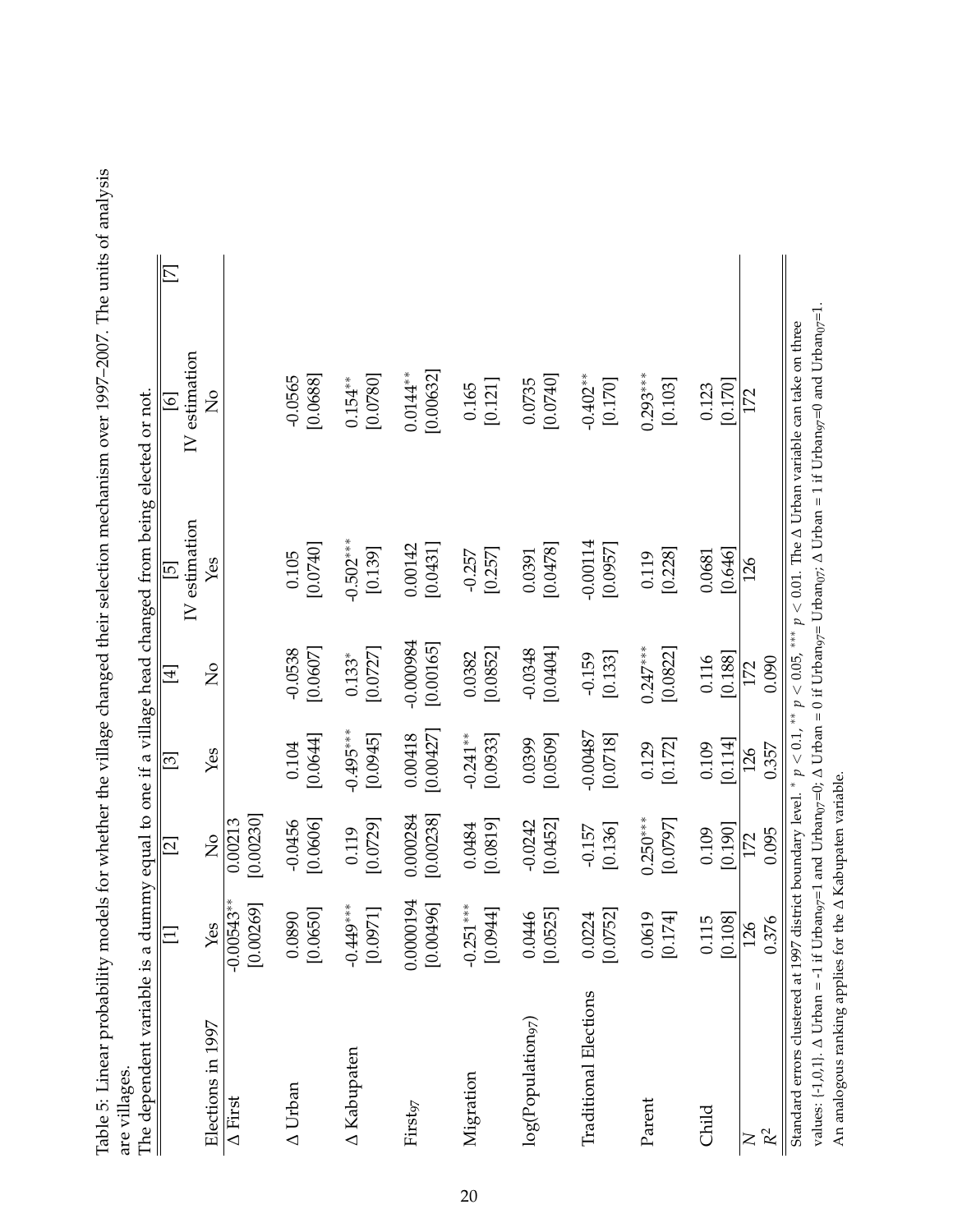Table 5: Linear probability models for whether the village changed their selection mechanism over 1997–2007. The units of analysis are villages.

The dependent variable is a dummy equal to one if a village head changed from being elected or not.

| | [1] | [2] | [3] | [4] | [5] | [6] | [7] |
|---|---|---|---|---|---|---|---|
| | | | | | IV estimation | IV estimation | |
| Elections in 1997 | Yes | No | Yes | No | Yes | No | |
| Δ First | -0.00543** | 0.00213 | | | | | |
| | [0.00269] | [0.00230] | | | | | |
| Δ Urban | 0.0890 | -0.0456 | 0.104 | -0.0538 | 0.105 | -0.0565 | |
| | [0.0650] | [0.0606] | [0.0644] | [0.0607] | [0.0740] | [0.0688] | |
| Δ Kabupaten | -0.449*** | 0.119 | -0.495*** | 0.133* | -0.502*** | 0.154** | |
| | [0.0971] | [0.0729] | [0.0945] | [0.0727] | [0.139] | [0.0780] | |
| $First_{97}$ | 0.0000194 | 0.000284 | 0.00418 | -0.000984 | 0.00142 | 0.0144** | |
| | [0.00496] | [0.00238] | [0.00427] | [0.00165] | [0.0431] | [0.00632] | |
| Migration | -0.251*** | 0.0484 | -0.241** | 0.0382 | -0.257 | 0.165 | |
| | [0.0944] | [0.0819] | [0.0933] | [0.0852] | [0.257] | [0.121] | |
| $\log(Population_{97})$ | 0.0446 | -0.0242 | 0.0399 | -0.0348 | 0.0391 | 0.0735 | |
| | [0.0525] | [0.0452] | [0.0509] | [0.0404] | [0.0478] | [0.0740] | |
| Traditional Elections | 0.0224 | -0.157 | -0.00487 | -0.159 | -0.00114 | -0.402** | |
| | [0.0752] | [0.136] | [0.0718] | [0.133] | [0.0957] | [0.170] | |
| Parent | 0.0619 | 0.250*** | 0.129 | 0.247*** | 0.119 | 0.293*** | |
| | [0.174] | [0.0797] | [0.172] | [0.0822] | [0.228] | [0.103] | |
| Child | 0.115 | 0.109 | 0.109 | 0.116 | 0.0681 | 0.123 | |
| | [0.108] | [0.190] | [0.114] | [0.188] | [0.646] | [0.170] | |
| $N$ | 126 | 172 | 126 | 172 | 126 | 172 | |
| $R^2$ | 0.376 | 0.095 | 0.357 | 0.090 | | | |

Standard errors clustered at 1997 district boundary level. * $p < 0.1$, ** $p < 0.05$, *** $p < 0.01$. The Δ Urban variable can take on three values: {-1,0,1}. Δ Urban = -1 if $Urban_{97}$=1 and $Urban_{07}$=0; Δ Urban = 0 if $Urban_{97}$= $Urban_{07}$; Δ Urban = 1 if $Urban_{97}$=0 and $Urban_{07}$=1. An analogous ranking applies for the Δ Kabupaten variable.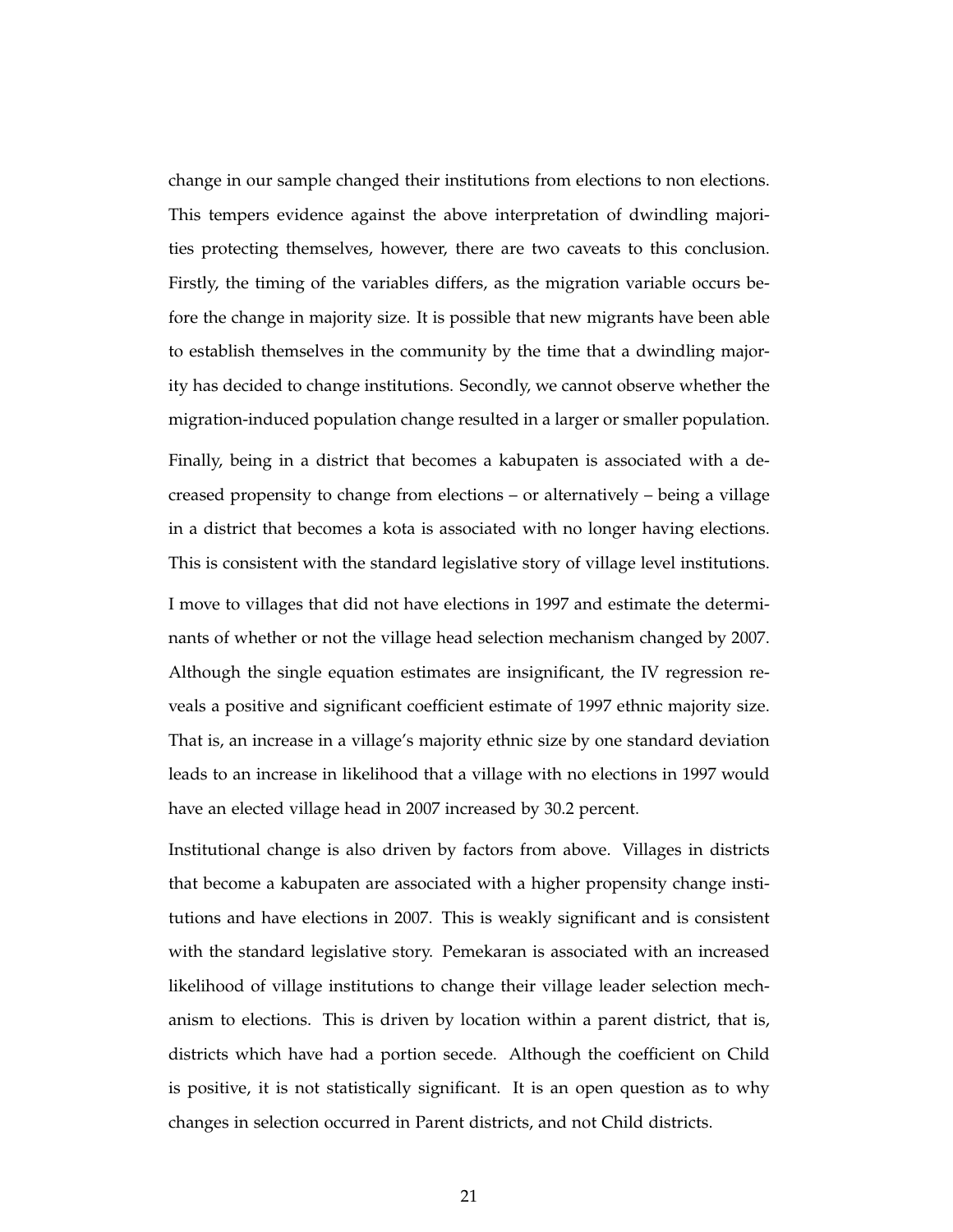change in our sample changed their institutions from elections to non elections. This tempers evidence against the above interpretation of dwindling majorities protecting themselves, however, there are two caveats to this conclusion. Firstly, the timing of the variables differs, as the migration variable occurs before the change in majority size. It is possible that new migrants have been able to establish themselves in the community by the time that a dwindling majority has decided to change institutions. Secondly, we cannot observe whether the migration-induced population change resulted in a larger or smaller population.

Finally, being in a district that becomes a kabupaten is associated with a decreased propensity to change from elections – or alternatively – being a village in a district that becomes a kota is associated with no longer having elections. This is consistent with the standard legislative story of village level institutions.

I move to villages that did not have elections in 1997 and estimate the determinants of whether or not the village head selection mechanism changed by 2007. Although the single equation estimates are insignificant, the IV regression reveals a positive and significant coefficient estimate of 1997 ethnic majority size. That is, an increase in a village's majority ethnic size by one standard deviation leads to an increase in likelihood that a village with no elections in 1997 would have an elected village head in 2007 increased by 30.2 percent.

Institutional change is also driven by factors from above. Villages in districts that become a kabupaten are associated with a higher propensity change institutions and have elections in 2007. This is weakly significant and is consistent with the standard legislative story. Pemekaran is associated with an increased likelihood of village institutions to change their village leader selection mechanism to elections. This is driven by location within a parent district, that is, districts which have had a portion secede. Although the coefficient on Child is positive, it is not statistically significant. It is an open question as to why changes in selection occurred in Parent districts, and not Child districts.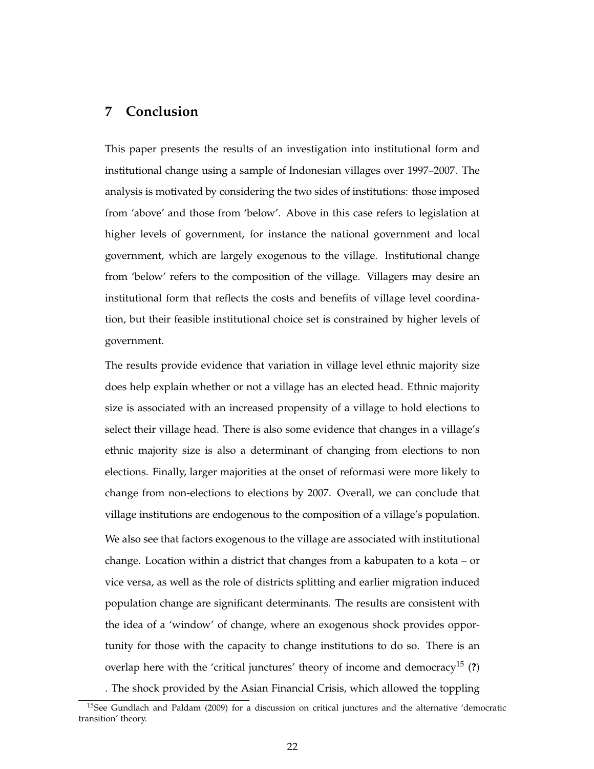## 7 Conclusion

This paper presents the results of an investigation into institutional form and institutional change using a sample of Indonesian villages over 1997–2007. The analysis is motivated by considering the two sides of institutions: those imposed from 'above' and those from 'below'. Above in this case refers to legislation at higher levels of government, for instance the national government and local government, which are largely exogenous to the village. Institutional change from 'below' refers to the composition of the village. Villagers may desire an institutional form that reflects the costs and benefits of village level coordination, but their feasible institutional choice set is constrained by higher levels of government.

The results provide evidence that variation in village level ethnic majority size does help explain whether or not a village has an elected head. Ethnic majority size is associated with an increased propensity of a village to hold elections to select their village head. There is also some evidence that changes in a village's ethnic majority size is also a determinant of changing from elections to non elections. Finally, larger majorities at the onset of reformasi were more likely to change from non-elections to elections by 2007. Overall, we can conclude that village institutions are endogenous to the composition of a village's population.

We also see that factors exogenous to the village are associated with institutional change. Location within a district that changes from a kabupaten to a kota – or vice versa, as well as the role of districts splitting and earlier migration induced population change are significant determinants. The results are consistent with the idea of a 'window' of change, where an exogenous shock provides opportunity for those with the capacity to change institutions to do so. There is an overlap here with the 'critical junctures' theory of income and democracy[15] (**?**) . The shock provided by the Asian Financial Crisis, which allowed the toppling

[15] See Gundlach and Paldam (2009) for a discussion on critical junctures and the alternative 'democratic transition' theory.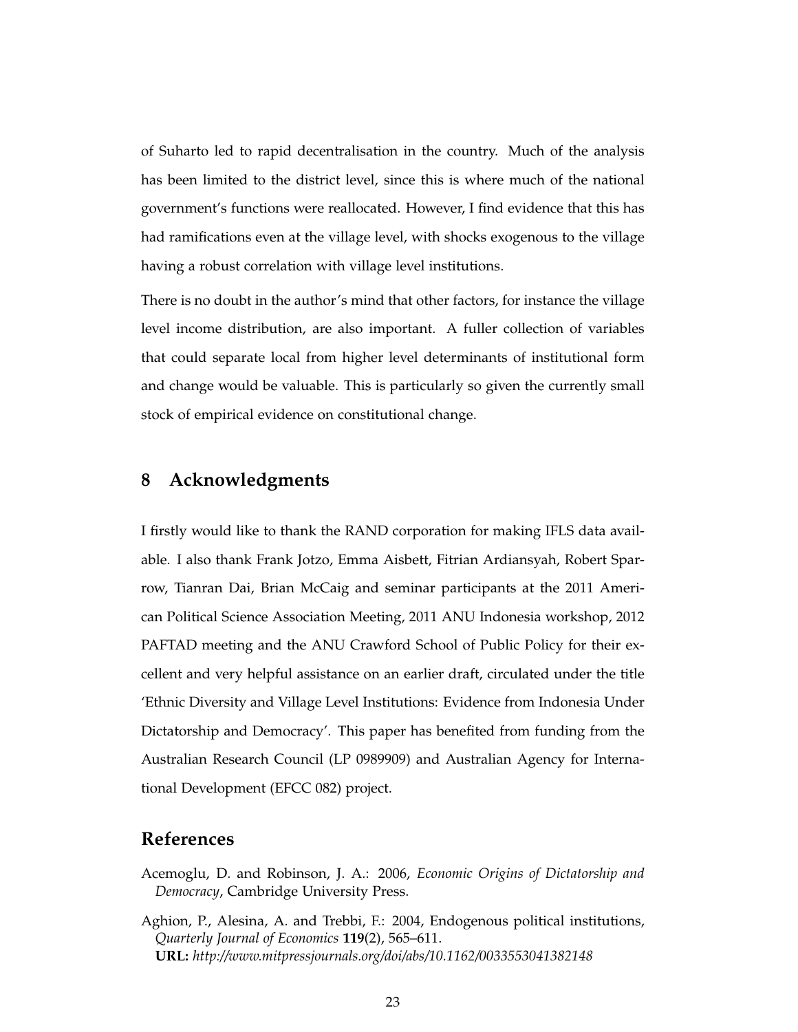of Suharto led to rapid decentralisation in the country. Much of the analysis has been limited to the district level, since this is where much of the national government's functions were reallocated. However, I find evidence that this has had ramifications even at the village level, with shocks exogenous to the village having a robust correlation with village level institutions.

There is no doubt in the author's mind that other factors, for instance the village level income distribution, are also important. A fuller collection of variables that could separate local from higher level determinants of institutional form and change would be valuable. This is particularly so given the currently small stock of empirical evidence on constitutional change.

## 8 Acknowledgments

I firstly would like to thank the RAND corporation for making IFLS data available. I also thank Frank Jotzo, Emma Aisbett, Fitrian Ardiansyah, Robert Sparrow, Tianran Dai, Brian McCaig and seminar participants at the 2011 American Political Science Association Meeting, 2011 ANU Indonesia workshop, 2012 PAFTAD meeting and the ANU Crawford School of Public Policy for their excellent and very helpful assistance on an earlier draft, circulated under the title 'Ethnic Diversity and Village Level Institutions: Evidence from Indonesia Under Dictatorship and Democracy'. This paper has benefited from funding from the Australian Research Council (LP 0989909) and Australian Agency for International Development (EFCC 082) project.

## References

Acemoglu, D. and Robinson, J. A.: 2006, *Economic Origins of Dictatorship and Democracy*, Cambridge University Press.

Aghion, P., Alesina, A. and Trebbi, F.: 2004, Endogenous political institutions, *Quarterly Journal of Economics* **119**(2), 565–611.
**URL:** *http://www.mitpressjournals.org/doi/abs/10.1162/0033553041382148*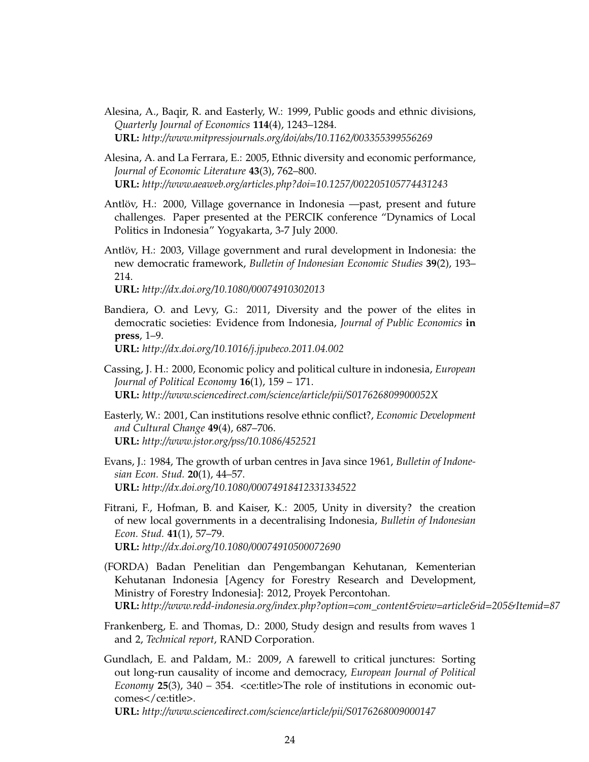Alesina, A., Baqir, R. and Easterly, W.: 1999, Public goods and ethnic divisions, *Quarterly Journal of Economics* **114**(4), 1243–1284.
**URL:** *http://www.mitpressjournals.org/doi/abs/10.1162/003355399556269*

Alesina, A. and La Ferrara, E.: 2005, Ethnic diversity and economic performance, *Journal of Economic Literature* **43**(3), 762–800.
**URL:** *http://www.aeaweb.org/articles.php?doi=10.1257/002205105774431243*

Antlöv, H.: 2000, Village governance in Indonesia —past, present and future challenges. Paper presented at the PERCIK conference "Dynamics of Local Politics in Indonesia" Yogyakarta, 3-7 July 2000.

Antlöv, H.: 2003, Village government and rural development in Indonesia: the new democratic framework, *Bulletin of Indonesian Economic Studies* **39**(2), 193–214.
**URL:** *http://dx.doi.org/10.1080/00074910302013*

Bandiera, O. and Levy, G.: 2011, Diversity and the power of the elites in democratic societies: Evidence from Indonesia, *Journal of Public Economics* **in press**, 1–9.
**URL:** *http://dx.doi.org/10.1016/j.jpubeco.2011.04.002*

Cassing, J. H.: 2000, Economic policy and political culture in indonesia, *European Journal of Political Economy* **16**(1), 159 – 171.
**URL:** *http://www.sciencedirect.com/science/article/pii/S017626809900052X*

Easterly, W.: 2001, Can institutions resolve ethnic conflict?, *Economic Development and Cultural Change* **49**(4), 687–706.
**URL:** *http://www.jstor.org/pss/10.1086/452521*

Evans, J.: 1984, The growth of urban centres in Java since 1961, *Bulletin of Indonesian Econ. Stud.* **20**(1), 44–57.
**URL:** *http://dx.doi.org/10.1080/00074918412331334522*

Fitrani, F., Hofman, B. and Kaiser, K.: 2005, Unity in diversity? the creation of new local governments in a decentralising Indonesia, *Bulletin of Indonesian Econ. Stud.* **41**(1), 57–79.
**URL:** *http://dx.doi.org/10.1080/00074910500072690*

(FORDA) Badan Penelitian dan Pengembangan Kehutanan, Kementerian Kehutanan Indonesia [Agency for Forestry Research and Development, Ministry of Forestry Indonesia]: 2012, Proyek Percontohan.
**URL:** *http://www.redd-indonesia.org/index.php?option=com_content&view=article&id=205&Itemid=87*

Frankenberg, E. and Thomas, D.: 2000, Study design and results from waves 1 and 2, *Technical report*, RAND Corporation.

Gundlach, E. and Paldam, M.: 2009, A farewell to critical junctures: Sorting out long-run causality of income and democracy, *European Journal of Political Economy* **25**(3), 340 – 354. <ce:title>The role of institutions in economic outcomes</ce:title>.
**URL:** *http://www.sciencedirect.com/science/article/pii/S0176268009000147*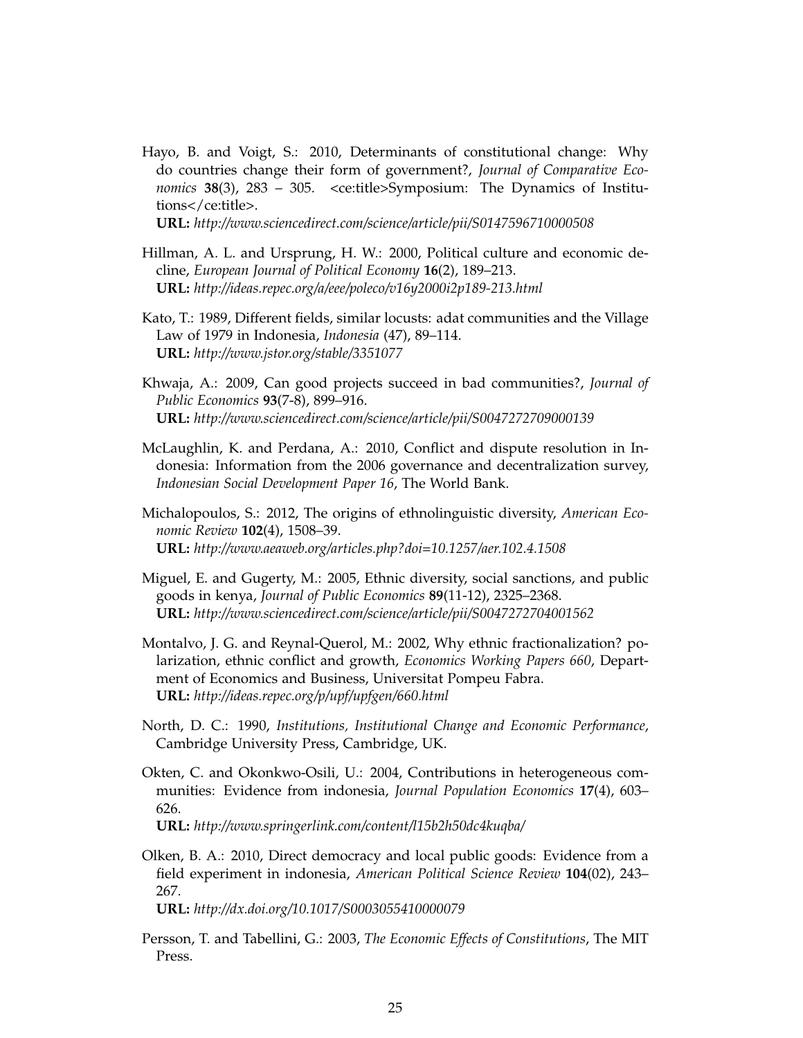Hayo, B. and Voigt, S.: 2010, Determinants of constitutional change: Why do countries change their form of government?, *Journal of Comparative Economics* **38**(3), 283 – 305. <ce:title>Symposium: The Dynamics of Institutions</ce:title>.
**URL:** *http://www.sciencedirect.com/science/article/pii/S0147596710000508*

Hillman, A. L. and Ursprung, H. W.: 2000, Political culture and economic decline, *European Journal of Political Economy* **16**(2), 189–213.
**URL:** *http://ideas.repec.org/a/eee/poleco/v16y2000i2p189-213.html*

Kato, T.: 1989, Different fields, similar locusts: adat communities and the Village Law of 1979 in Indonesia, *Indonesia* (47), 89–114.
**URL:** *http://www.jstor.org/stable/3351077*

Khwaja, A.: 2009, Can good projects succeed in bad communities?, *Journal of Public Economics* **93**(7-8), 899–916.
**URL:** *http://www.sciencedirect.com/science/article/pii/S0047272709000139*

McLaughlin, K. and Perdana, A.: 2010, Conflict and dispute resolution in Indonesia: Information from the 2006 governance and decentralization survey, *Indonesian Social Development Paper 16*, The World Bank.

Michalopoulos, S.: 2012, The origins of ethnolinguistic diversity, *American Economic Review* **102**(4), 1508–39.
**URL:** *http://www.aeaweb.org/articles.php?doi=10.1257/aer.102.4.1508*

Miguel, E. and Gugerty, M.: 2005, Ethnic diversity, social sanctions, and public goods in kenya, *Journal of Public Economics* **89**(11-12), 2325–2368.
**URL:** *http://www.sciencedirect.com/science/article/pii/S0047272704001562*

Montalvo, J. G. and Reynal-Querol, M.: 2002, Why ethnic fractionalization? polarization, ethnic conflict and growth, *Economics Working Papers 660*, Department of Economics and Business, Universitat Pompeu Fabra.
**URL:** *http://ideas.repec.org/p/upf/upfgen/660.html*

North, D. C.: 1990, *Institutions, Institutional Change and Economic Performance*, Cambridge University Press, Cambridge, UK.

Okten, C. and Okonkwo-Osili, U.: 2004, Contributions in heterogeneous communities: Evidence from indonesia, *Journal Population Economics* **17**(4), 603–626.
**URL:** *http://www.springerlink.com/content/l15b2h50dc4kuqba/*

Olken, B. A.: 2010, Direct democracy and local public goods: Evidence from a field experiment in indonesia, *American Political Science Review* **104**(02), 243–267.
**URL:** *http://dx.doi.org/10.1017/S0003055410000079*

Persson, T. and Tabellini, G.: 2003, *The Economic Effects of Constitutions*, The MIT Press.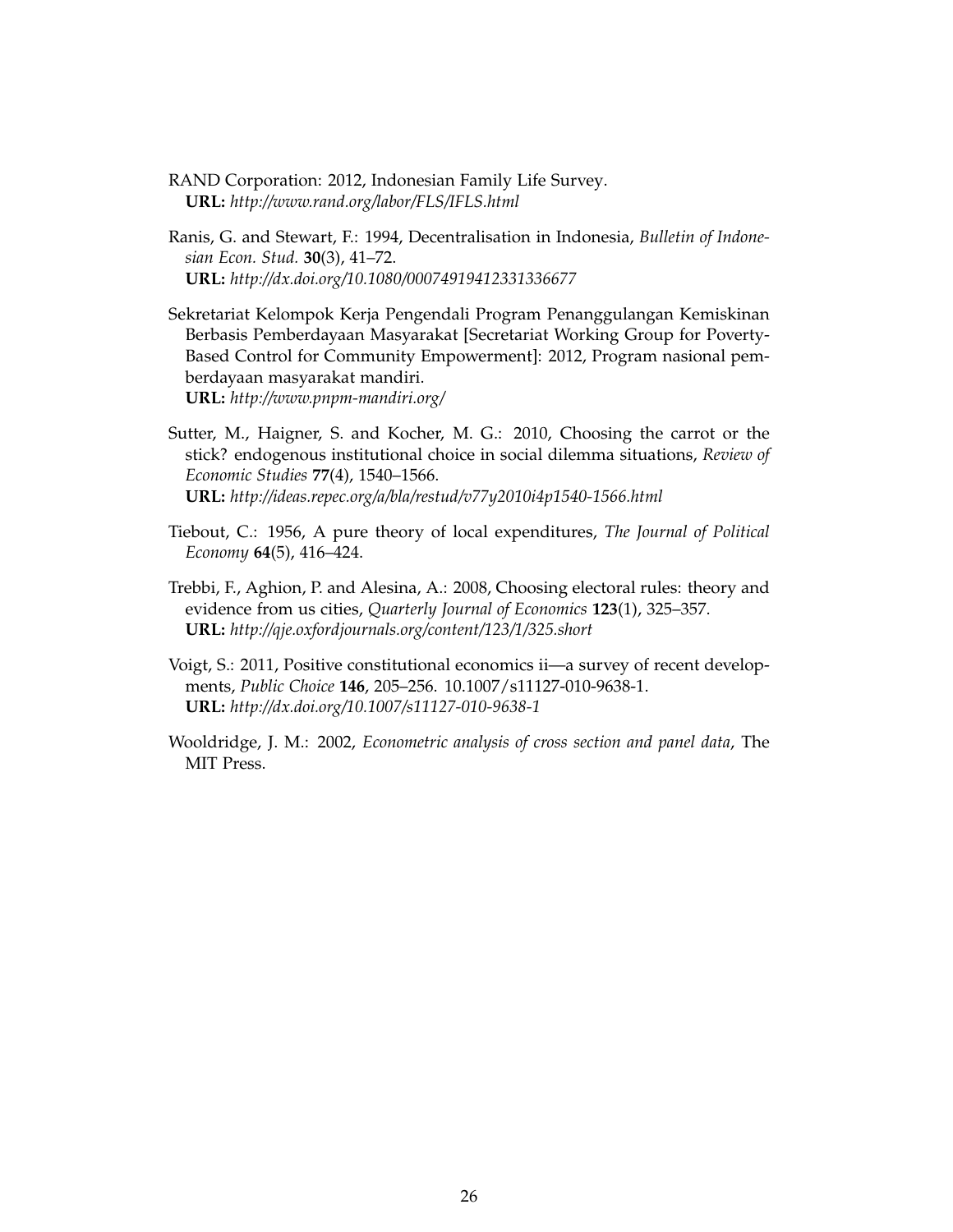RAND Corporation: 2012, Indonesian Family Life Survey.
**URL:** *http://www.rand.org/labor/FLS/IFLS.html*

Ranis, G. and Stewart, F.: 1994, Decentralisation in Indonesia, *Bulletin of Indonesian Econ. Stud.* **30**(3), 41–72.
**URL:** *http://dx.doi.org/10.1080/00074919412331336677*

Sekretariat Kelompok Kerja Pengendali Program Penanggulangan Kemiskinan Berbasis Pemberdayaan Masyarakat [Secretariat Working Group for Poverty-Based Control for Community Empowerment]: 2012, Program nasional pemberdayaan masyarakat mandiri.
**URL:** *http://www.pnpm-mandiri.org/*

Sutter, M., Haigner, S. and Kocher, M. G.: 2010, Choosing the carrot or the stick? endogenous institutional choice in social dilemma situations, *Review of Economic Studies* **77**(4), 1540–1566.
**URL:** *http://ideas.repec.org/a/bla/restud/v77y2010i4p1540-1566.html*

Tiebout, C.: 1956, A pure theory of local expenditures, *The Journal of Political Economy* **64**(5), 416–424.

Trebbi, F., Aghion, P. and Alesina, A.: 2008, Choosing electoral rules: theory and evidence from us cities, *Quarterly Journal of Economics* **123**(1), 325–357.
**URL:** *http://qje.oxfordjournals.org/content/123/1/325.short*

Voigt, S.: 2011, Positive constitutional economics ii—a survey of recent developments, *Public Choice* **146**, 205–256. 10.1007/s11127-010-9638-1.
**URL:** *http://dx.doi.org/10.1007/s11127-010-9638-1*

Wooldridge, J. M.: 2002, *Econometric analysis of cross section and panel data*, The MIT Press.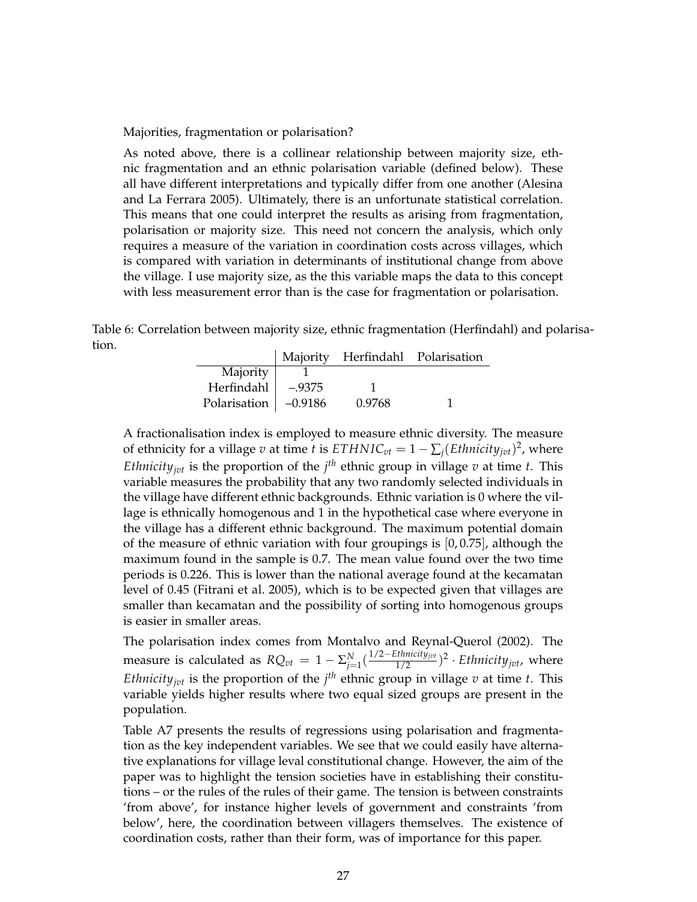Majorities, fragmentation or polarisation?

As noted above, there is a collinear relationship between majority size, ethnic fragmentation and an ethnic polarisation variable (defined below). These all have different interpretations and typically differ from one another (Alesina and La Ferrara 2005). Ultimately, there is an unfortunate statistical correlation. This means that one could interpret the results as arising from fragmentation, polarisation or majority size. This need not concern the analysis, which only requires a measure of the variation in coordination costs across villages, which is compared with variation in determinants of institutional change from above the village. I use majority size, as the this variable maps the data to this concept with less measurement error than is the case for fragmentation or polarisation.

Table 6: Correlation between majority size, ethnic fragmentation (Herfindahl) and polarisation.

| | Majority | Herfindahl | Polarisation |
|---|---|---|---|
| Majority | 1 | | |
| Herfindahl | –.9375 | 1 | |
| Polarisation | –0.9186 | 0.9768 | 1 |

A fractionalisation index is employed to measure ethnic diversity. The measure of ethnicity for a village $v$ at time $t$ is $ETHNIC_{vt} = 1 - \sum_j (Ethnicity_{jvt})^2$, where $Ethnicity_{jvt}$ is the proportion of the $j^{th}$ ethnic group in village $v$ at time $t$. This variable measures the probability that any two randomly selected individuals in the village have different ethnic backgrounds. Ethnic variation is 0 where the village is ethnically homogenous and 1 in the hypothetical case where everyone in the village has a different ethnic background. The maximum potential domain of the measure of ethnic variation with four groupings is $[0, 0.75]$, although the maximum found in the sample is 0.7. The mean value found over the two time periods is 0.226. This is lower than the national average found at the kecamatan level of 0.45 (Fitrani et al. 2005), which is to be expected given that villages are smaller than kecamatan and the possibility of sorting into homogenous groups is easier in smaller areas.

The polarisation index comes from Montalvo and Reynal-Querol (2002). The measure is calculated as $RQ_{vt} = 1 - \Sigma_{j=1}^{N} (\frac{1/2 - Ethnicity_{jvt}}{1/2})^2 \cdot Ethnicity_{jvt}$, where $Ethnicity_{jvt}$ is the proportion of the $j^{th}$ ethnic group in village $v$ at time $t$. This variable yields higher results where two equal sized groups are present in the population.

Table A7 presents the results of regressions using polarisation and fragmentation as the key independent variables. We see that we could easily have alternative explanations for village leval constitutional change. However, the aim of the paper was to highlight the tension societies have in establishing their constitutions – or the rules of the rules of their game. The tension is between constraints 'from above', for instance higher levels of government and constraints 'from below', here, the coordination between villagers themselves. The existence of coordination costs, rather than their form, was of importance for this paper.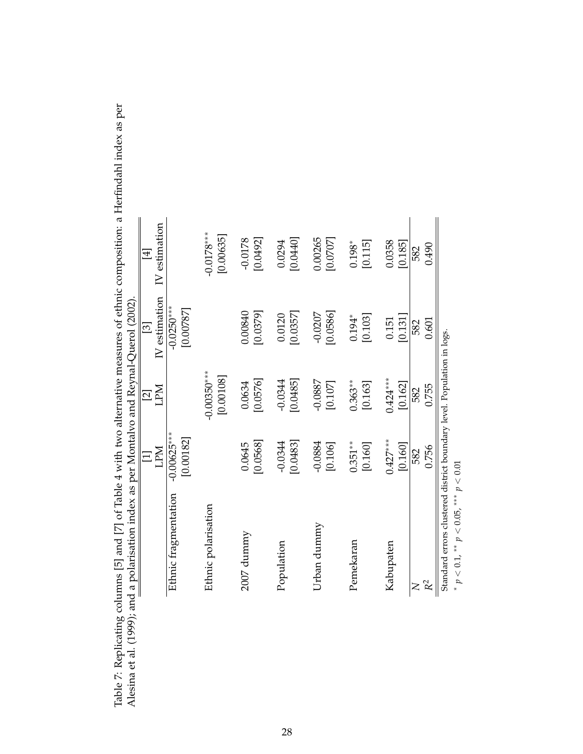Table 7: Replicating columns [5] and [7] of Table 4 with two alternative measures of ethnic composition: a Herfindahl index as per Alesina et al. (1999); and a polarisation index as per Montalvo and Reynal-Querol (2002).

| | [1] LPM | [2] LPM | [3] IV estimation | [4] IV estimation |
|---|---|---|---|---|
| Ethnic fragmentation | -0.00625*** | | -0.0250*** | |
| | [0.00182] | | [0.00787] | |
| Ethnic polarisation | | -0.00350*** | | -0.0178*** |
| | | [0.00108] | | [0.00635] |
| 2007 dummy | 0.0645 | 0.0634 | 0.00840 | -0.0178 |
| | [0.0568] | [0.0576] | [0.0379] | [0.0492] |
| Population | -0.0344 | -0.0344 | 0.0120 | 0.0294 |
| | [0.0483] | [0.0485] | [0.0357] | [0.0440] |
| Urban dummy | -0.0884 | -0.0887 | -0.0207 | 0.00265 |
| | [0.106] | [0.107] | [0.0586] | [0.0707] |
| Pemekaran | 0.351** | 0.363** | 0.194* | 0.198* |
| | [0.160] | [0.163] | [0.103] | [0.115] |
| Kabupaten | 0.427*** | 0.424*** | 0.151 | 0.0358 |
| | [0.160] | [0.162] | [0.131] | [0.185] |
| $N$ | 582 | 582 | 582 | 582 |
| $R^2$ | 0.756 | 0.755 | 0.601 | 0.490 |

Standard errors clustered district boundary level. Population in logs.

* $p < 0.1$, ** $p < 0.05$, *** $p < 0.01$